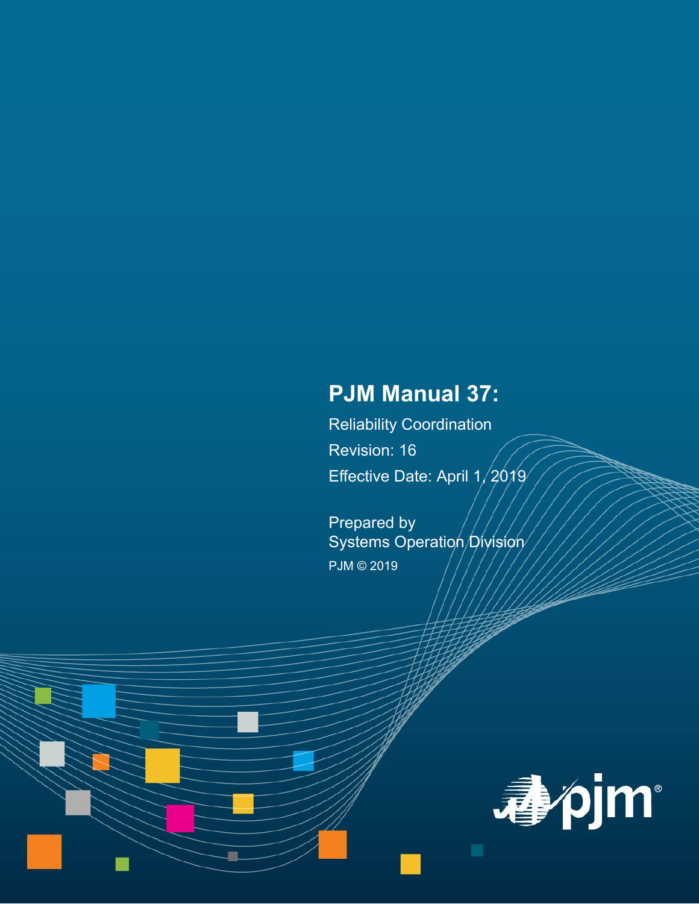# PJM Manual 37:

Reliability Coordination

Revision: 16

Effective Date: April 1, 2019

Prepared by
Systems Operation Division

PJM © 2019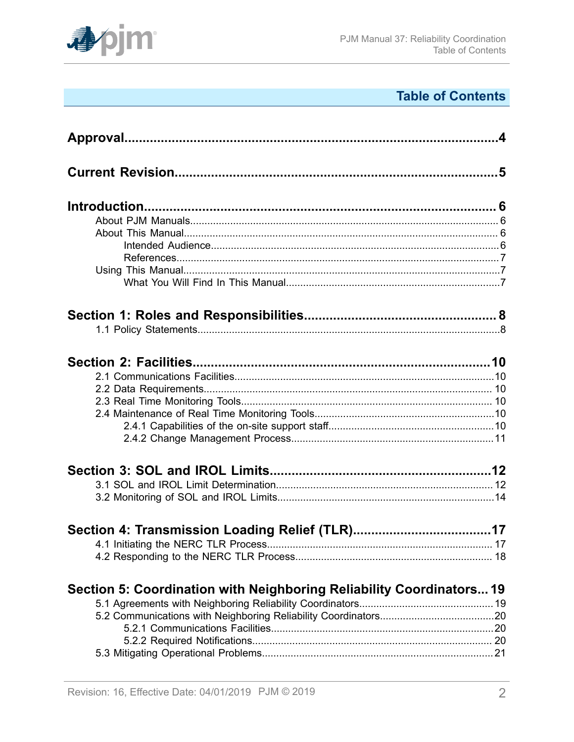# Table of Contents

**Approval**......4

**Current Revision**......5

**Introduction**......6

- About PJM Manuals......6
- About This Manual......6
  - Intended Audience......6
  - References......7
- Using This Manual......7
  - What You Will Find In This Manual......7

**Section 1: Roles and Responsibilities**......8

- 1.1 Policy Statements......8

**Section 2: Facilities**......10

- 2.1 Communications Facilities......10
- 2.2 Data Requirements......10
- 2.3 Real Time Monitoring Tools......10
- 2.4 Maintenance of Real Time Monitoring Tools......10
  - 2.4.1 Capabilities of the on-site support staff......10
  - 2.4.2 Change Management Process......11

**Section 3: SOL and IROL Limits**......12

- 3.1 SOL and IROL Limit Determination......12
- 3.2 Monitoring of SOL and IROL Limits......14

**Section 4: Transmission Loading Relief (TLR)**......17

- 4.1 Initiating the NERC TLR Process......17
- 4.2 Responding to the NERC TLR Process......18

**Section 5: Coordination with Neighboring Reliability Coordinators**......19

- 5.1 Agreements with Neighboring Reliability Coordinators......19
- 5.2 Communications with Neighboring Reliability Coordinators......20
  - 5.2.1 Communications Facilities......20
  - 5.2.2 Required Notifications......20
- 5.3 Mitigating Operational Problems......21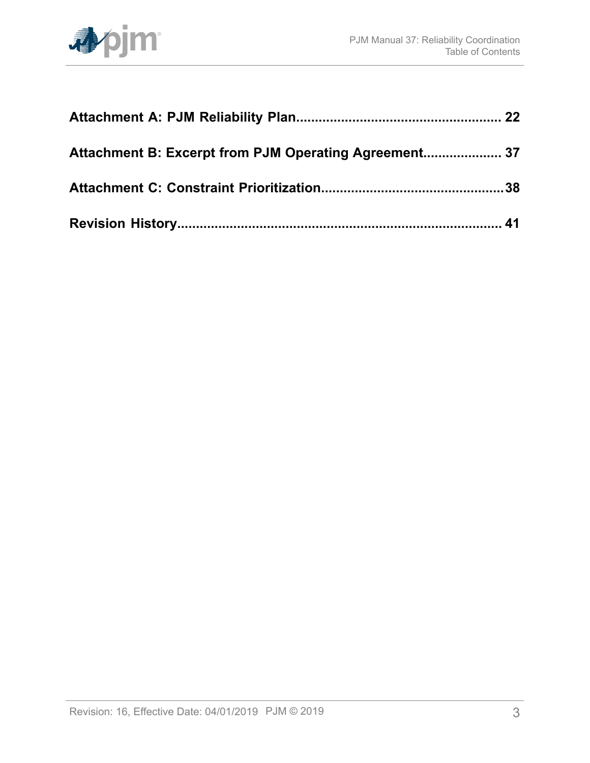**Attachment A: PJM Reliability Plan...................................................... 22**

**Attachment B: Excerpt from PJM Operating Agreement..................... 37**

**Attachment C: Constraint Prioritization................................................38**

**Revision History...................................................................................... 41**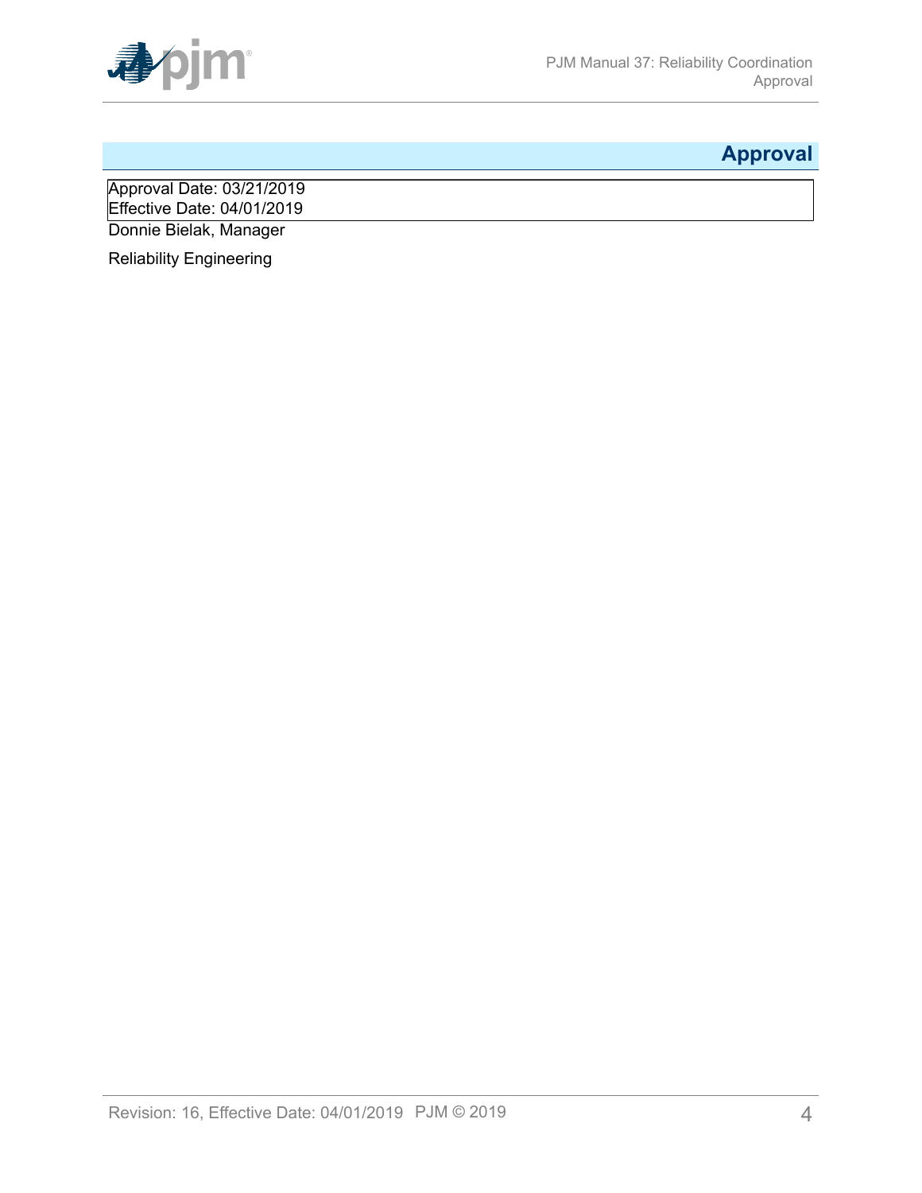# Approval

Approval Date: 03/21/2019
Effective Date: 04/01/2019

Donnie Bielak, Manager

Reliability Engineering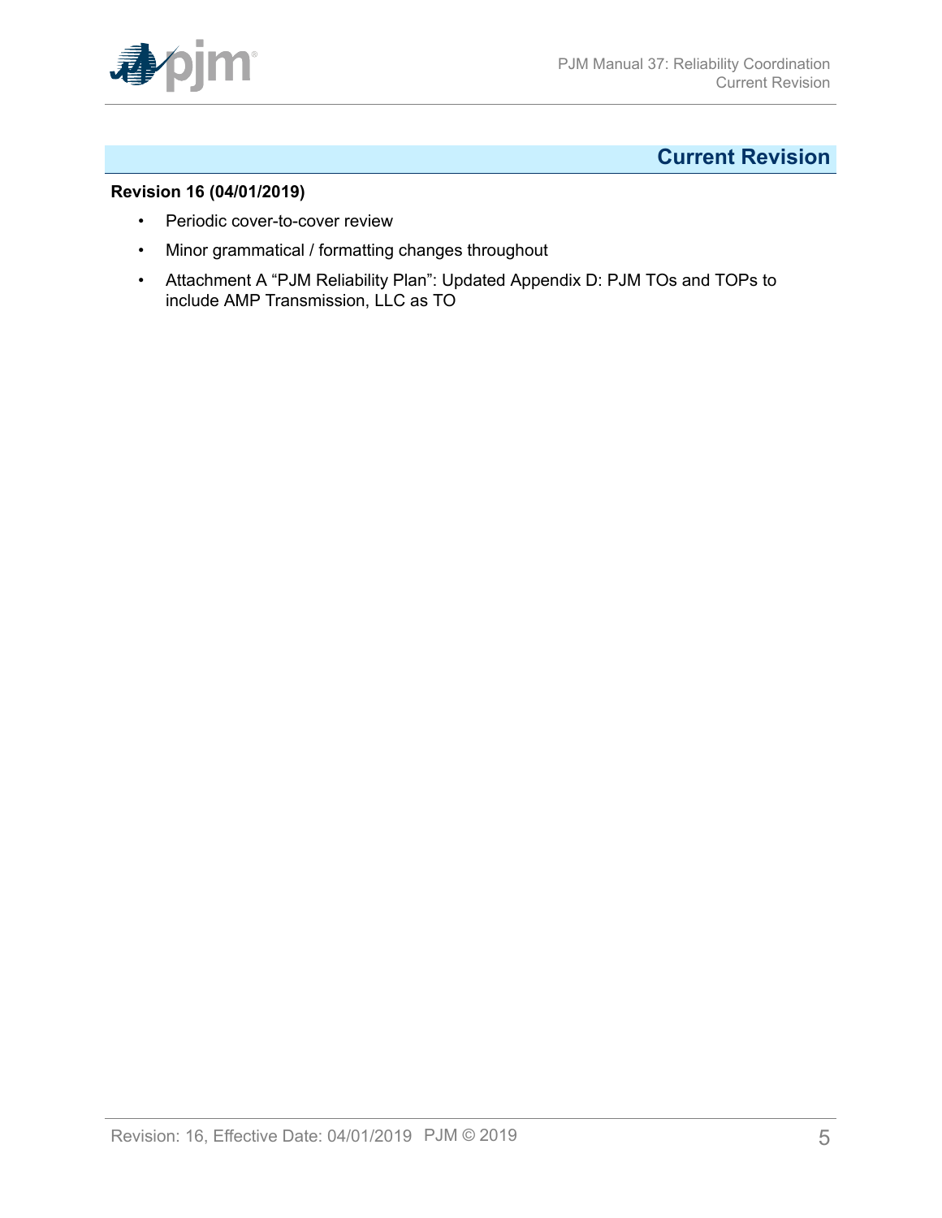## Current Revision

**Revision 16 (04/01/2019)**

- Periodic cover-to-cover review
- Minor grammatical / formatting changes throughout
- Attachment A "PJM Reliability Plan": Updated Appendix D: PJM TOs and TOPs to include AMP Transmission, LLC as TO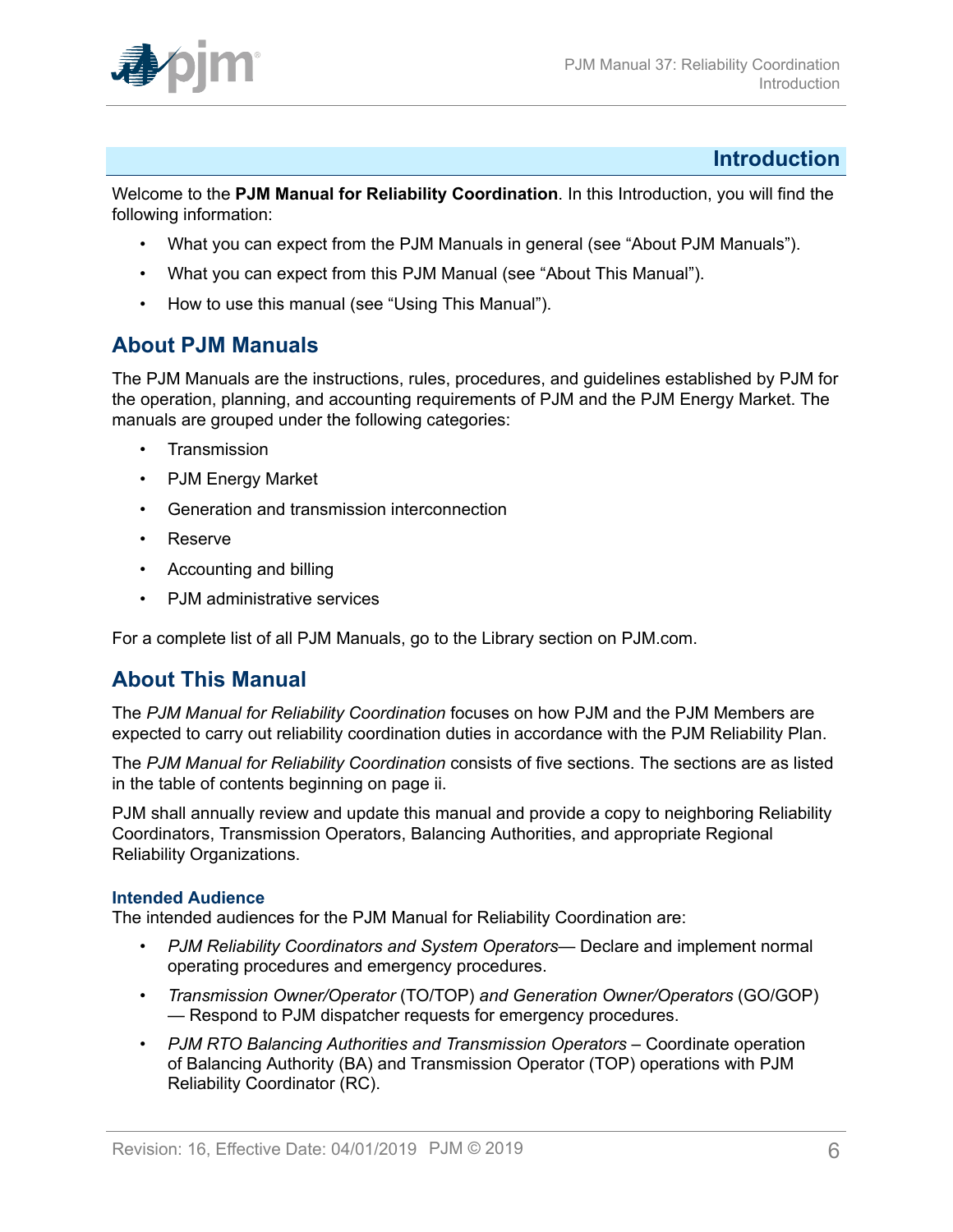# Introduction

Welcome to the **PJM Manual for Reliability Coordination**. In this Introduction, you will find the following information:

- What you can expect from the PJM Manuals in general (see "About PJM Manuals").
- What you can expect from this PJM Manual (see "About This Manual").
- How to use this manual (see "Using This Manual").

## About PJM Manuals

The PJM Manuals are the instructions, rules, procedures, and guidelines established by PJM for the operation, planning, and accounting requirements of PJM and the PJM Energy Market. The manuals are grouped under the following categories:

- Transmission
- PJM Energy Market
- Generation and transmission interconnection
- Reserve
- Accounting and billing
- PJM administrative services

For a complete list of all PJM Manuals, go to the Library section on PJM.com.

## About This Manual

The *PJM Manual for Reliability Coordination* focuses on how PJM and the PJM Members are expected to carry out reliability coordination duties in accordance with the PJM Reliability Plan.

The *PJM Manual for Reliability Coordination* consists of five sections. The sections are as listed in the table of contents beginning on page ii.

PJM shall annually review and update this manual and provide a copy to neighboring Reliability Coordinators, Transmission Operators, Balancing Authorities, and appropriate Regional Reliability Organizations.

### Intended Audience

The intended audiences for the PJM Manual for Reliability Coordination are:

- *PJM Reliability Coordinators and System Operators*— Declare and implement normal operating procedures and emergency procedures.
- *Transmission Owner/Operator* (TO/TOP) *and Generation Owner/Operators* (GO/GOP) — Respond to PJM dispatcher requests for emergency procedures.
- *PJM RTO Balancing Authorities and Transmission Operators* – Coordinate operation of Balancing Authority (BA) and Transmission Operator (TOP) operations with PJM Reliability Coordinator (RC).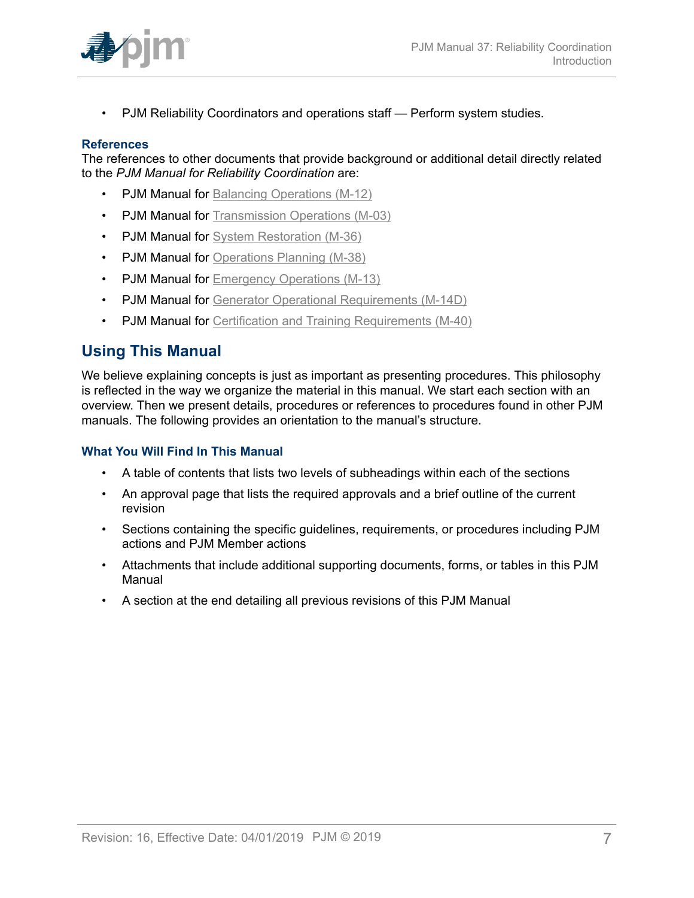- PJM Reliability Coordinators and operations staff — Perform system studies.

### References

The references to other documents that provide background or additional detail directly related to the *PJM Manual for Reliability Coordination* are:

- PJM Manual for Balancing Operations (M-12)
- PJM Manual for Transmission Operations (M-03)
- PJM Manual for System Restoration (M-36)
- PJM Manual for Operations Planning (M-38)
- PJM Manual for Emergency Operations (M-13)
- PJM Manual for Generator Operational Requirements (M-14D)
- PJM Manual for Certification and Training Requirements (M-40)

## Using This Manual

We believe explaining concepts is just as important as presenting procedures. This philosophy is reflected in the way we organize the material in this manual. We start each section with an overview. Then we present details, procedures or references to procedures found in other PJM manuals. The following provides an orientation to the manual's structure.

### What You Will Find In This Manual

- A table of contents that lists two levels of subheadings within each of the sections
- An approval page that lists the required approvals and a brief outline of the current revision
- Sections containing the specific guidelines, requirements, or procedures including PJM actions and PJM Member actions
- Attachments that include additional supporting documents, forms, or tables in this PJM Manual
- A section at the end detailing all previous revisions of this PJM Manual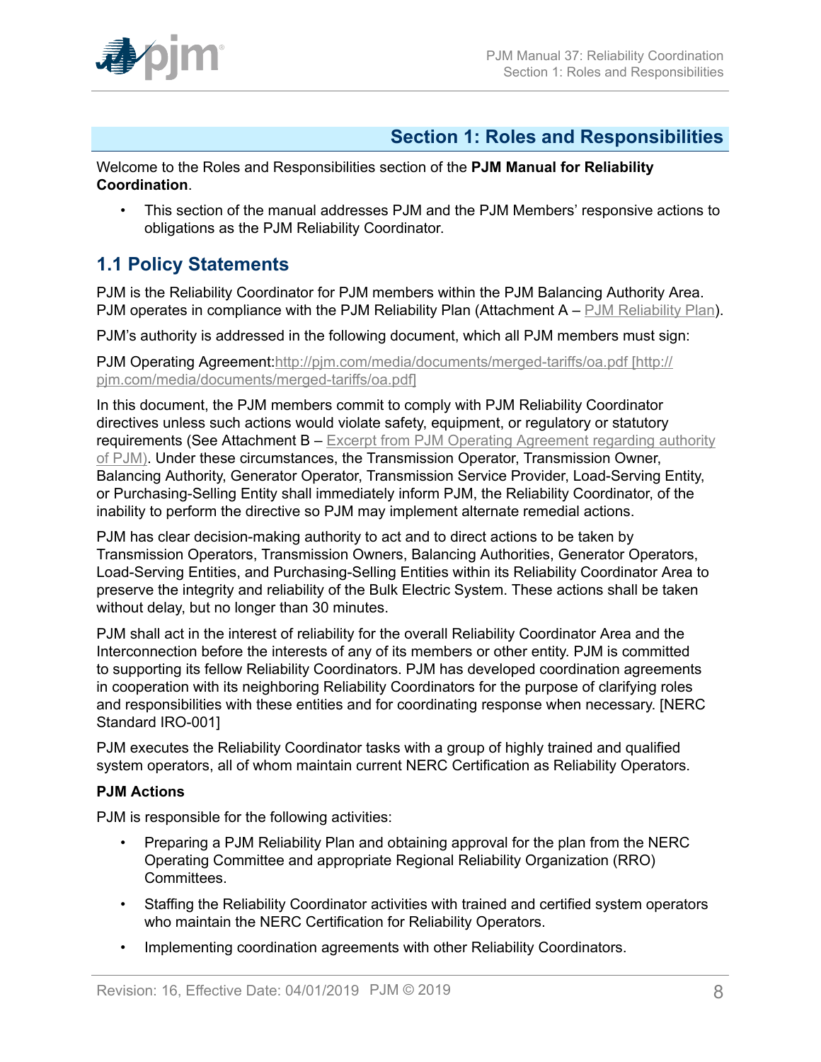## Section 1: Roles and Responsibilities

Welcome to the Roles and Responsibilities section of the **PJM Manual for Reliability Coordination**.

- This section of the manual addresses PJM and the PJM Members' responsive actions to obligations as the PJM Reliability Coordinator.

### 1.1 Policy Statements

PJM is the Reliability Coordinator for PJM members within the PJM Balancing Authority Area. PJM operates in compliance with the PJM Reliability Plan (Attachment A – PJM Reliability Plan).

PJM's authority is addressed in the following document, which all PJM members must sign:

PJM Operating Agreement:http://pjm.com/media/documents/merged-tariffs/oa.pdf [http://pjm.com/media/documents/merged-tariffs/oa.pdf]

In this document, the PJM members commit to comply with PJM Reliability Coordinator directives unless such actions would violate safety, equipment, or regulatory or statutory requirements (See Attachment B – Excerpt from PJM Operating Agreement regarding authority of PJM). Under these circumstances, the Transmission Operator, Transmission Owner, Balancing Authority, Generator Operator, Transmission Service Provider, Load-Serving Entity, or Purchasing-Selling Entity shall immediately inform PJM, the Reliability Coordinator, of the inability to perform the directive so PJM may implement alternate remedial actions.

PJM has clear decision-making authority to act and to direct actions to be taken by Transmission Operators, Transmission Owners, Balancing Authorities, Generator Operators, Load-Serving Entities, and Purchasing-Selling Entities within its Reliability Coordinator Area to preserve the integrity and reliability of the Bulk Electric System. These actions shall be taken without delay, but no longer than 30 minutes.

PJM shall act in the interest of reliability for the overall Reliability Coordinator Area and the Interconnection before the interests of any of its members or other entity. PJM is committed to supporting its fellow Reliability Coordinators. PJM has developed coordination agreements in cooperation with its neighboring Reliability Coordinators for the purpose of clarifying roles and responsibilities with these entities and for coordinating response when necessary. [NERC Standard IRO-001]

PJM executes the Reliability Coordinator tasks with a group of highly trained and qualified system operators, all of whom maintain current NERC Certification as Reliability Operators.

**PJM Actions**

PJM is responsible for the following activities:

- Preparing a PJM Reliability Plan and obtaining approval for the plan from the NERC Operating Committee and appropriate Regional Reliability Organization (RRO) Committees.
- Staffing the Reliability Coordinator activities with trained and certified system operators who maintain the NERC Certification for Reliability Operators.
- Implementing coordination agreements with other Reliability Coordinators.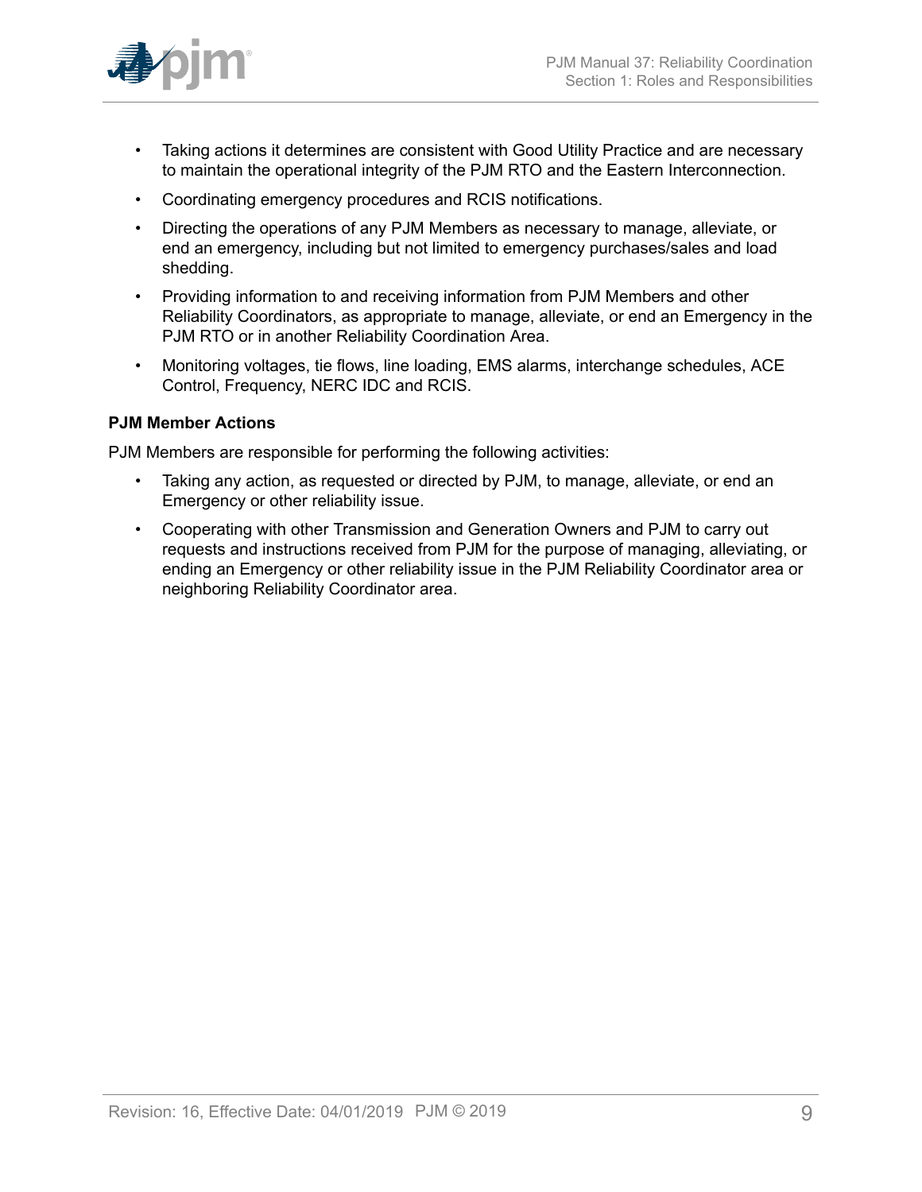- Taking actions it determines are consistent with Good Utility Practice and are necessary to maintain the operational integrity of the PJM RTO and the Eastern Interconnection.
- Coordinating emergency procedures and RCIS notifications.
- Directing the operations of any PJM Members as necessary to manage, alleviate, or end an emergency, including but not limited to emergency purchases/sales and load shedding.
- Providing information to and receiving information from PJM Members and other Reliability Coordinators, as appropriate to manage, alleviate, or end an Emergency in the PJM RTO or in another Reliability Coordination Area.
- Monitoring voltages, tie flows, line loading, EMS alarms, interchange schedules, ACE Control, Frequency, NERC IDC and RCIS.

**PJM Member Actions**

PJM Members are responsible for performing the following activities:

- Taking any action, as requested or directed by PJM, to manage, alleviate, or end an Emergency or other reliability issue.
- Cooperating with other Transmission and Generation Owners and PJM to carry out requests and instructions received from PJM for the purpose of managing, alleviating, or ending an Emergency or other reliability issue in the PJM Reliability Coordinator area or neighboring Reliability Coordinator area.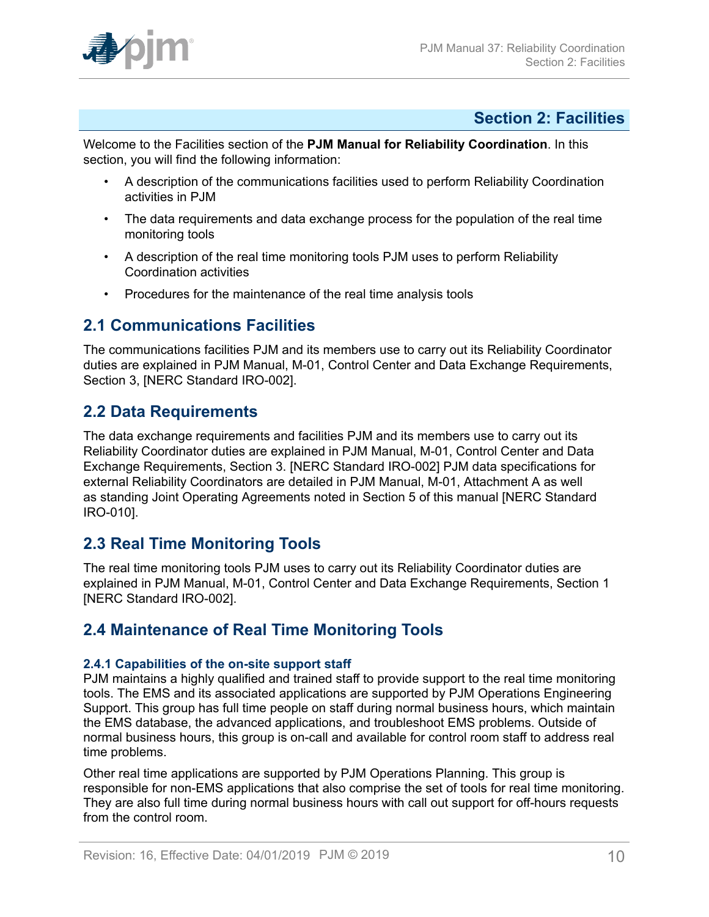# Section 2: Facilities

Welcome to the Facilities section of the **PJM Manual for Reliability Coordination**. In this section, you will find the following information:

- A description of the communications facilities used to perform Reliability Coordination activities in PJM
- The data requirements and data exchange process for the population of the real time monitoring tools
- A description of the real time monitoring tools PJM uses to perform Reliability Coordination activities
- Procedures for the maintenance of the real time analysis tools

## 2.1 Communications Facilities

The communications facilities PJM and its members use to carry out its Reliability Coordinator duties are explained in PJM Manual, M-01, Control Center and Data Exchange Requirements, Section 3, [NERC Standard IRO-002].

## 2.2 Data Requirements

The data exchange requirements and facilities PJM and its members use to carry out its Reliability Coordinator duties are explained in PJM Manual, M-01, Control Center and Data Exchange Requirements, Section 3. [NERC Standard IRO-002] PJM data specifications for external Reliability Coordinators are detailed in PJM Manual, M-01, Attachment A as well as standing Joint Operating Agreements noted in Section 5 of this manual [NERC Standard IRO-010].

## 2.3 Real Time Monitoring Tools

The real time monitoring tools PJM uses to carry out its Reliability Coordinator duties are explained in PJM Manual, M-01, Control Center and Data Exchange Requirements, Section 1 [NERC Standard IRO-002].

## 2.4 Maintenance of Real Time Monitoring Tools

### 2.4.1 Capabilities of the on-site support staff

PJM maintains a highly qualified and trained staff to provide support to the real time monitoring tools. The EMS and its associated applications are supported by PJM Operations Engineering Support. This group has full time people on staff during normal business hours, which maintain the EMS database, the advanced applications, and troubleshoot EMS problems. Outside of normal business hours, this group is on-call and available for control room staff to address real time problems.

Other real time applications are supported by PJM Operations Planning. This group is responsible for non-EMS applications that also comprise the set of tools for real time monitoring. They are also full time during normal business hours with call out support for off-hours requests from the control room.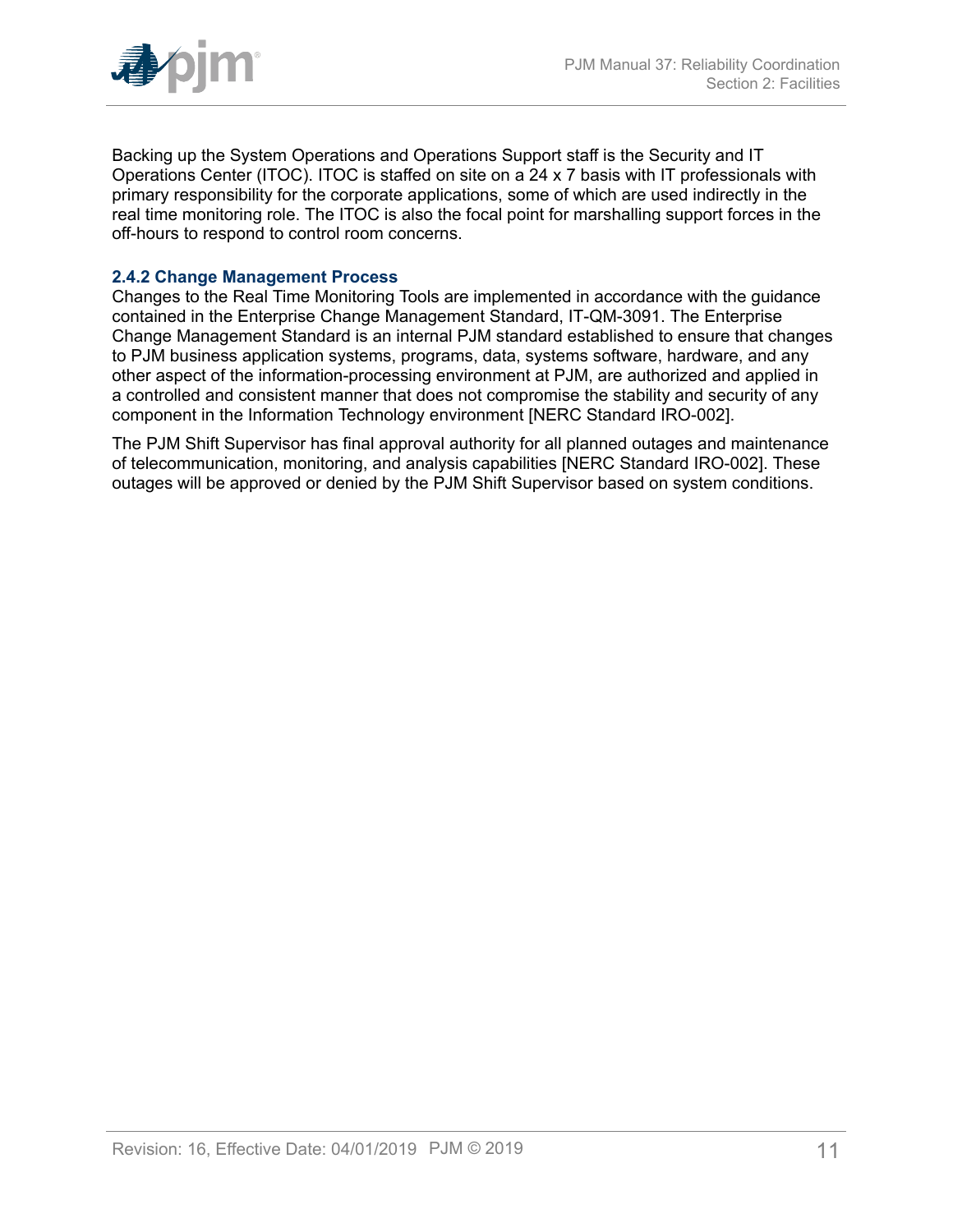Backing up the System Operations and Operations Support staff is the Security and IT Operations Center (ITOC). ITOC is staffed on site on a 24 x 7 basis with IT professionals with primary responsibility for the corporate applications, some of which are used indirectly in the real time monitoring role. The ITOC is also the focal point for marshalling support forces in the off-hours to respond to control room concerns.

### 2.4.2 Change Management Process

Changes to the Real Time Monitoring Tools are implemented in accordance with the guidance contained in the Enterprise Change Management Standard, IT-QM-3091. The Enterprise Change Management Standard is an internal PJM standard established to ensure that changes to PJM business application systems, programs, data, systems software, hardware, and any other aspect of the information-processing environment at PJM, are authorized and applied in a controlled and consistent manner that does not compromise the stability and security of any component in the Information Technology environment [NERC Standard IRO-002].

The PJM Shift Supervisor has final approval authority for all planned outages and maintenance of telecommunication, monitoring, and analysis capabilities [NERC Standard IRO-002]. These outages will be approved or denied by the PJM Shift Supervisor based on system conditions.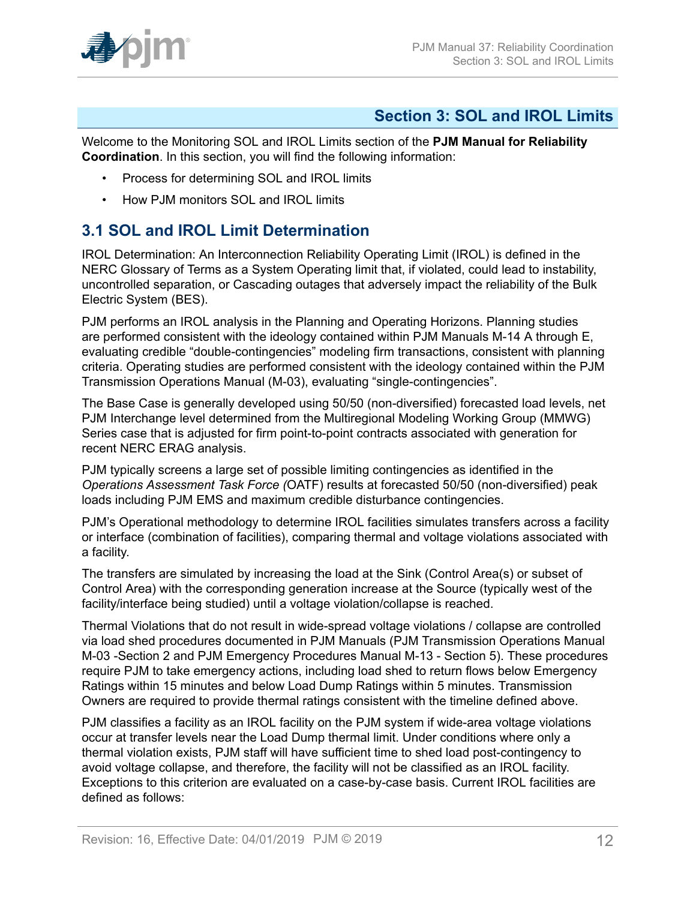## Section 3: SOL and IROL Limits

Welcome to the Monitoring SOL and IROL Limits section of the **PJM Manual for Reliability Coordination**. In this section, you will find the following information:

- Process for determining SOL and IROL limits
- How PJM monitors SOL and IROL limits

### 3.1 SOL and IROL Limit Determination

IROL Determination: An Interconnection Reliability Operating Limit (IROL) is defined in the NERC Glossary of Terms as a System Operating limit that, if violated, could lead to instability, uncontrolled separation, or Cascading outages that adversely impact the reliability of the Bulk Electric System (BES).

PJM performs an IROL analysis in the Planning and Operating Horizons. Planning studies are performed consistent with the ideology contained within PJM Manuals M-14 A through E, evaluating credible "double-contingencies" modeling firm transactions, consistent with planning criteria. Operating studies are performed consistent with the ideology contained within the PJM Transmission Operations Manual (M-03), evaluating "single-contingencies".

The Base Case is generally developed using 50/50 (non-diversified) forecasted load levels, net PJM Interchange level determined from the Multiregional Modeling Working Group (MMWG) Series case that is adjusted for firm point-to-point contracts associated with generation for recent NERC ERAG analysis.

PJM typically screens a large set of possible limiting contingencies as identified in the *Operations Assessment Task Force (*OATF) results at forecasted 50/50 (non-diversified) peak loads including PJM EMS and maximum credible disturbance contingencies.

PJM's Operational methodology to determine IROL facilities simulates transfers across a facility or interface (combination of facilities), comparing thermal and voltage violations associated with a facility.

The transfers are simulated by increasing the load at the Sink (Control Area(s) or subset of Control Area) with the corresponding generation increase at the Source (typically west of the facility/interface being studied) until a voltage violation/collapse is reached.

Thermal Violations that do not result in wide-spread voltage violations / collapse are controlled via load shed procedures documented in PJM Manuals (PJM Transmission Operations Manual M-03 -Section 2 and PJM Emergency Procedures Manual M-13 - Section 5). These procedures require PJM to take emergency actions, including load shed to return flows below Emergency Ratings within 15 minutes and below Load Dump Ratings within 5 minutes. Transmission Owners are required to provide thermal ratings consistent with the timeline defined above.

PJM classifies a facility as an IROL facility on the PJM system if wide-area voltage violations occur at transfer levels near the Load Dump thermal limit. Under conditions where only a thermal violation exists, PJM staff will have sufficient time to shed load post-contingency to avoid voltage collapse, and therefore, the facility will not be classified as an IROL facility. Exceptions to this criterion are evaluated on a case-by-case basis. Current IROL facilities are defined as follows: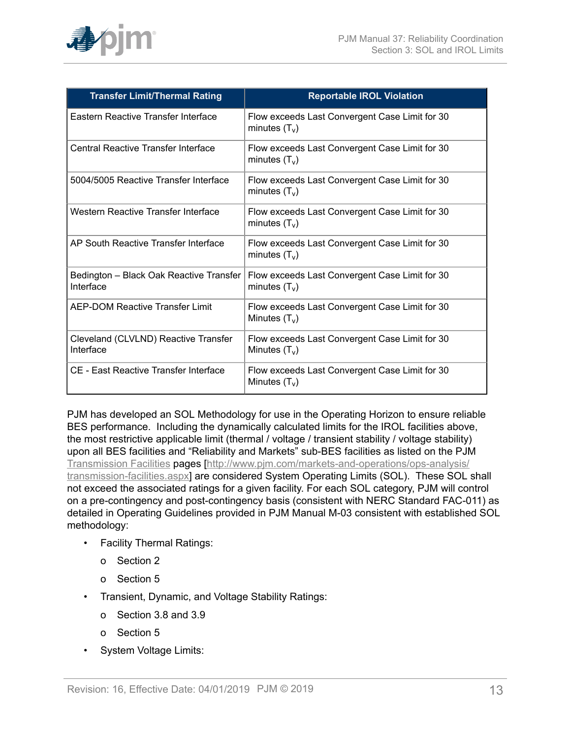| Transfer Limit/Thermal Rating | Reportable IROL Violation |
| --- | --- |
| Eastern Reactive Transfer Interface | Flow exceeds Last Convergent Case Limit for 30 minutes ($T_v$) |
| Central Reactive Transfer Interface | Flow exceeds Last Convergent Case Limit for 30 minutes ($T_v$) |
| 5004/5005 Reactive Transfer Interface | Flow exceeds Last Convergent Case Limit for 30 minutes ($T_v$) |
| Western Reactive Transfer Interface | Flow exceeds Last Convergent Case Limit for 30 minutes ($T_v$) |
| AP South Reactive Transfer Interface | Flow exceeds Last Convergent Case Limit for 30 minutes ($T_v$) |
| Bedington – Black Oak Reactive Transfer Interface | Flow exceeds Last Convergent Case Limit for 30 minutes ($T_v$) |
| AEP-DOM Reactive Transfer Limit | Flow exceeds Last Convergent Case Limit for 30 Minutes ($T_v$) |
| Cleveland (CLVLND) Reactive Transfer Interface | Flow exceeds Last Convergent Case Limit for 30 Minutes ($T_v$) |
| CE - East Reactive Transfer Interface | Flow exceeds Last Convergent Case Limit for 30 Minutes ($T_v$) |

PJM has developed an SOL Methodology for use in the Operating Horizon to ensure reliable BES performance. Including the dynamically calculated limits for the IROL facilities above, the most restrictive applicable limit (thermal / voltage / transient stability / voltage stability) upon all BES facilities and "Reliability and Markets" sub-BES facilities as listed on the PJM Transmission Facilities pages [http://www.pjm.com/markets-and-operations/ops-analysis/transmission-facilities.aspx] are considered System Operating Limits (SOL). These SOL shall not exceed the associated ratings for a given facility. For each SOL category, PJM will control on a pre-contingency and post-contingency basis (consistent with NERC Standard FAC-011) as detailed in Operating Guidelines provided in PJM Manual M-03 consistent with established SOL methodology:

- Facility Thermal Ratings:
  - Section 2
  - Section 5
- Transient, Dynamic, and Voltage Stability Ratings:
  - Section 3.8 and 3.9
  - Section 5
- System Voltage Limits: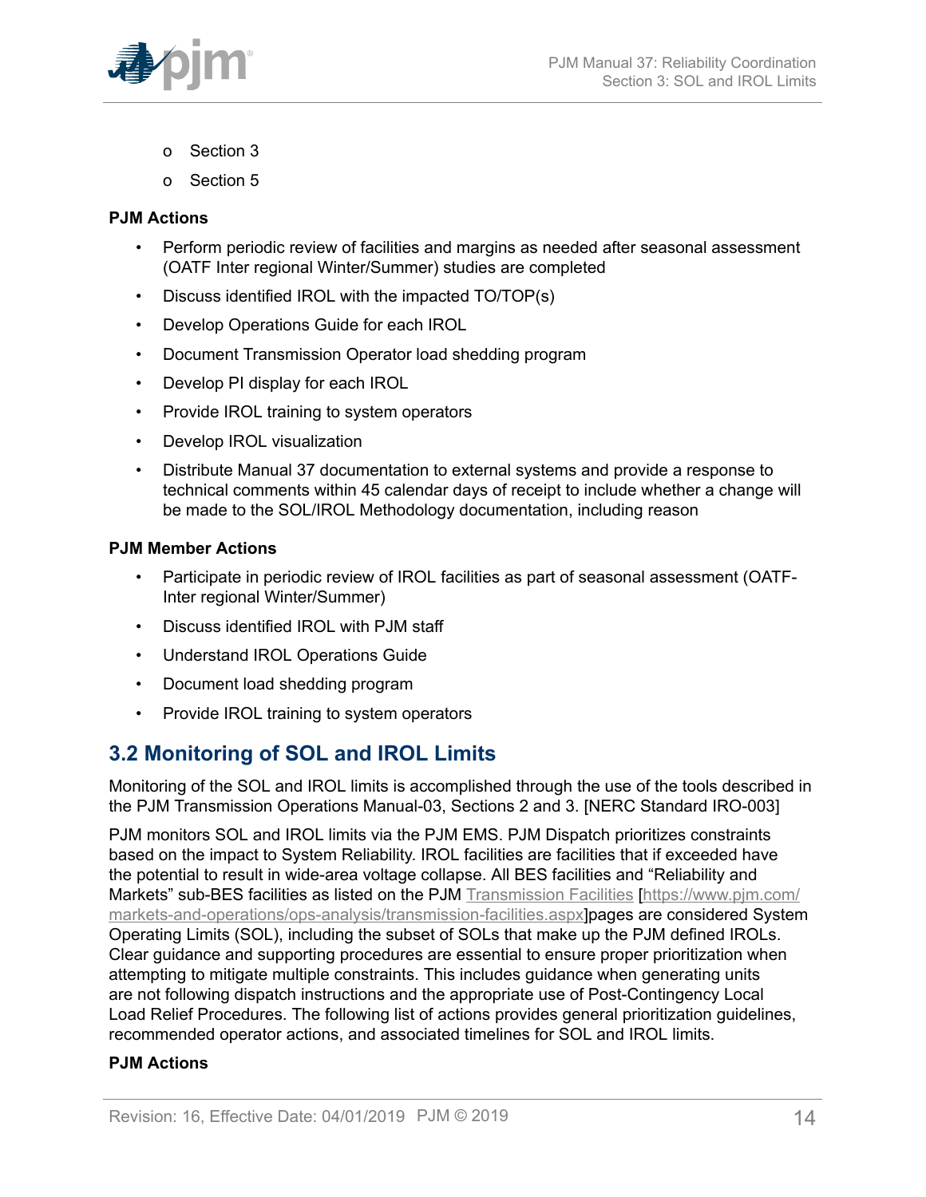- Section 3
- Section 5

**PJM Actions**

- Perform periodic review of facilities and margins as needed after seasonal assessment (OATF Inter regional Winter/Summer) studies are completed
- Discuss identified IROL with the impacted TO/TOP(s)
- Develop Operations Guide for each IROL
- Document Transmission Operator load shedding program
- Develop PI display for each IROL
- Provide IROL training to system operators
- Develop IROL visualization
- Distribute Manual 37 documentation to external systems and provide a response to technical comments within 45 calendar days of receipt to include whether a change will be made to the SOL/IROL Methodology documentation, including reason

**PJM Member Actions**

- Participate in periodic review of IROL facilities as part of seasonal assessment (OATF-Inter regional Winter/Summer)
- Discuss identified IROL with PJM staff
- Understand IROL Operations Guide
- Document load shedding program
- Provide IROL training to system operators

## 3.2 Monitoring of SOL and IROL Limits

Monitoring of the SOL and IROL limits is accomplished through the use of the tools described in the PJM Transmission Operations Manual-03, Sections 2 and 3. [NERC Standard IRO-003]

PJM monitors SOL and IROL limits via the PJM EMS. PJM Dispatch prioritizes constraints based on the impact to System Reliability. IROL facilities are facilities that if exceeded have the potential to result in wide-area voltage collapse. All BES facilities and "Reliability and Markets" sub-BES facilities as listed on the PJM Transmission Facilities [https://www.pjm.com/markets-and-operations/ops-analysis/transmission-facilities.aspx]pages are considered System Operating Limits (SOL), including the subset of SOLs that make up the PJM defined IROLs. Clear guidance and supporting procedures are essential to ensure proper prioritization when attempting to mitigate multiple constraints. This includes guidance when generating units are not following dispatch instructions and the appropriate use of Post-Contingency Local Load Relief Procedures. The following list of actions provides general prioritization guidelines, recommended operator actions, and associated timelines for SOL and IROL limits.

**PJM Actions**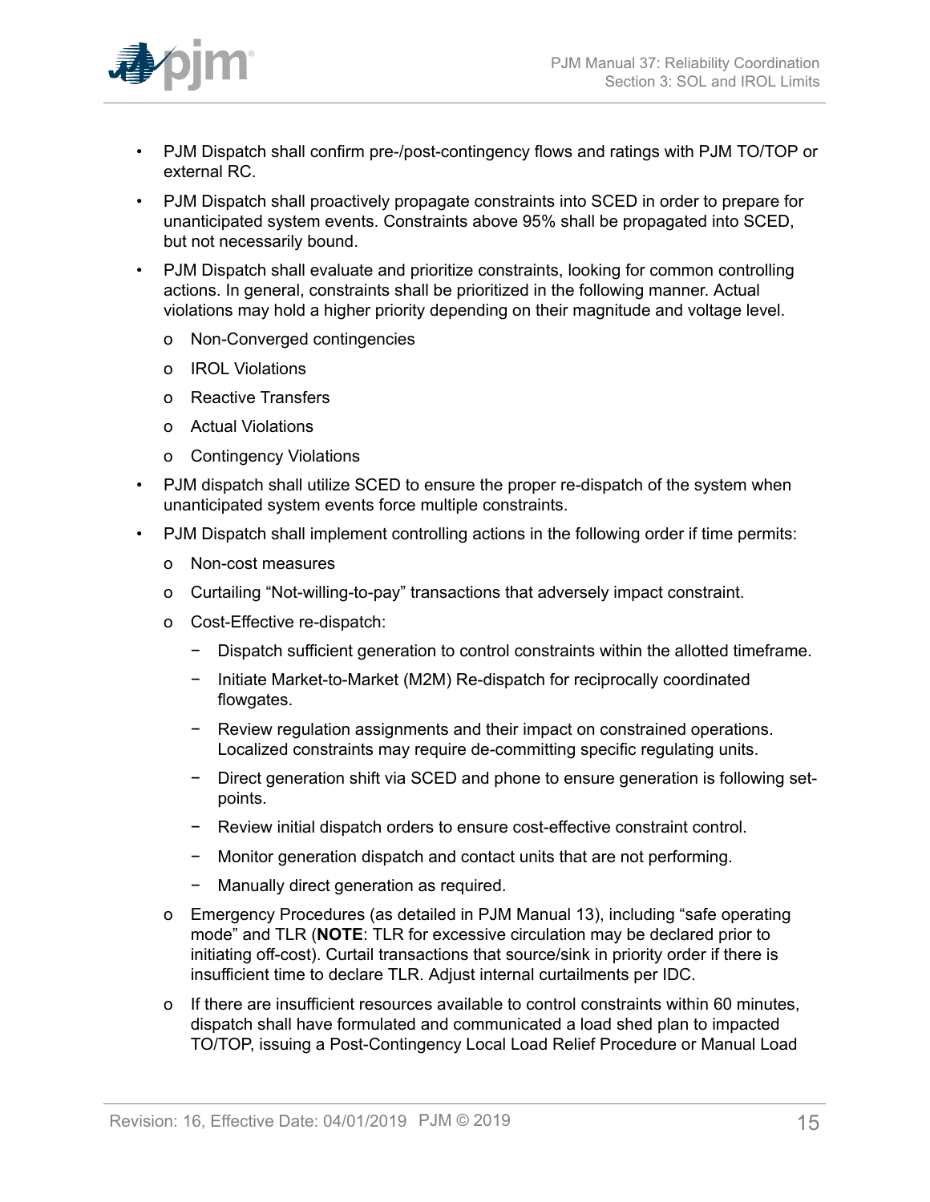- PJM Dispatch shall confirm pre-/post-contingency flows and ratings with PJM TO/TOP or external RC.
- PJM Dispatch shall proactively propagate constraints into SCED in order to prepare for unanticipated system events. Constraints above 95% shall be propagated into SCED, but not necessarily bound.
- PJM Dispatch shall evaluate and prioritize constraints, looking for common controlling actions. In general, constraints shall be prioritized in the following manner. Actual violations may hold a higher priority depending on their magnitude and voltage level.
  - Non-Converged contingencies
  - IROL Violations
  - Reactive Transfers
  - Actual Violations
  - Contingency Violations
- PJM dispatch shall utilize SCED to ensure the proper re-dispatch of the system when unanticipated system events force multiple constraints.
- PJM Dispatch shall implement controlling actions in the following order if time permits:
  - Non-cost measures
  - Curtailing "Not-willing-to-pay" transactions that adversely impact constraint.
  - Cost-Effective re-dispatch:
    - Dispatch sufficient generation to control constraints within the allotted timeframe.
    - Initiate Market-to-Market (M2M) Re-dispatch for reciprocally coordinated flowgates.
    - Review regulation assignments and their impact on constrained operations. Localized constraints may require de-committing specific regulating units.
    - Direct generation shift via SCED and phone to ensure generation is following set-points.
    - Review initial dispatch orders to ensure cost-effective constraint control.
    - Monitor generation dispatch and contact units that are not performing.
    - Manually direct generation as required.
  - Emergency Procedures (as detailed in PJM Manual 13), including "safe operating mode" and TLR (**NOTE**: TLR for excessive circulation may be declared prior to initiating off-cost). Curtail transactions that source/sink in priority order if there is insufficient time to declare TLR. Adjust internal curtailments per IDC.
  - If there are insufficient resources available to control constraints within 60 minutes, dispatch shall have formulated and communicated a load shed plan to impacted TO/TOP, issuing a Post-Contingency Local Load Relief Procedure or Manual Load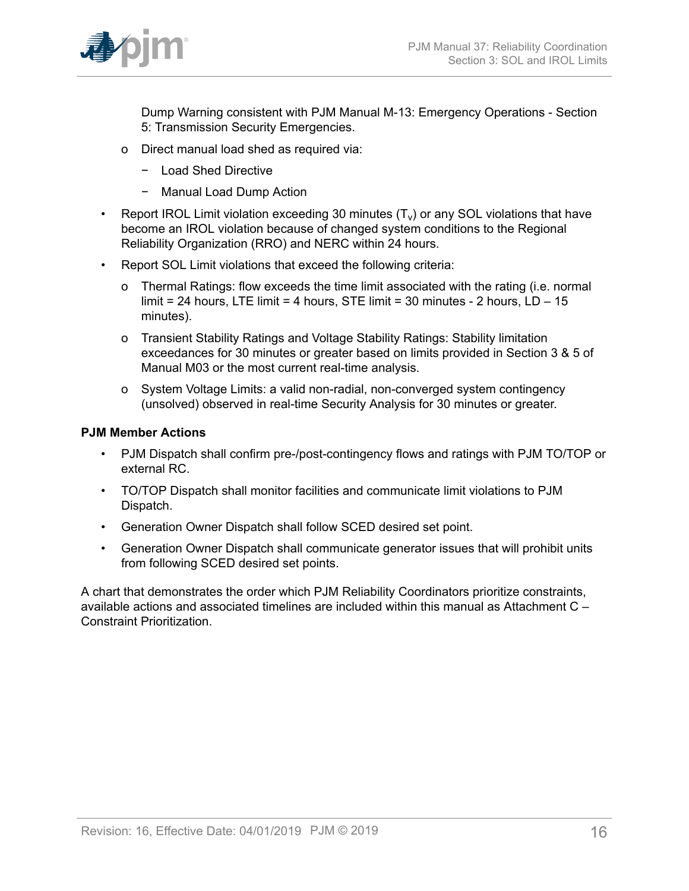Dump Warning consistent with PJM Manual M-13: Emergency Operations - Section 5: Transmission Security Emergencies.

  - o Direct manual load shed as required via:
    - − Load Shed Directive
    - − Manual Load Dump Action

- Report IROL Limit violation exceeding 30 minutes ($T_v$) or any SOL violations that have become an IROL violation because of changed system conditions to the Regional Reliability Organization (RRO) and NERC within 24 hours.
- Report SOL Limit violations that exceed the following criteria:
  - o Thermal Ratings: flow exceeds the time limit associated with the rating (i.e. normal limit = 24 hours, LTE limit = 4 hours, STE limit = 30 minutes - 2 hours, LD – 15 minutes).
  - o Transient Stability Ratings and Voltage Stability Ratings: Stability limitation exceedances for 30 minutes or greater based on limits provided in Section 3 & 5 of Manual M03 or the most current real-time analysis.
  - o System Voltage Limits: a valid non-radial, non-converged system contingency (unsolved) observed in real-time Security Analysis for 30 minutes or greater.

**PJM Member Actions**

- PJM Dispatch shall confirm pre-/post-contingency flows and ratings with PJM TO/TOP or external RC.
- TO/TOP Dispatch shall monitor facilities and communicate limit violations to PJM Dispatch.
- Generation Owner Dispatch shall follow SCED desired set point.
- Generation Owner Dispatch shall communicate generator issues that will prohibit units from following SCED desired set points.

A chart that demonstrates the order which PJM Reliability Coordinators prioritize constraints, available actions and associated timelines are included within this manual as Attachment C – Constraint Prioritization.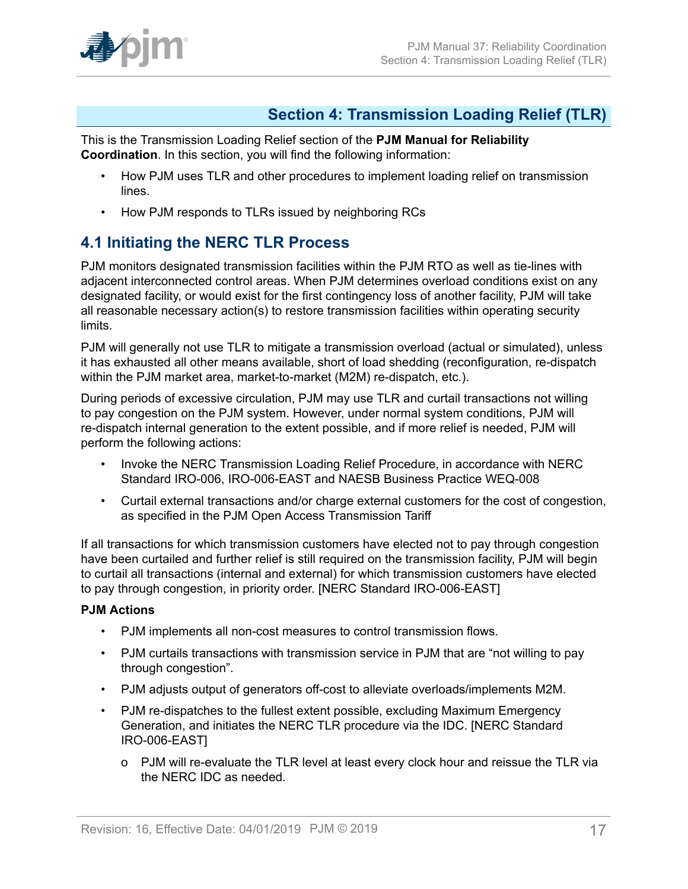## Section 4: Transmission Loading Relief (TLR)

This is the Transmission Loading Relief section of the **PJM Manual for Reliability Coordination**. In this section, you will find the following information:

- How PJM uses TLR and other procedures to implement loading relief on transmission lines.
- How PJM responds to TLRs issued by neighboring RCs

### 4.1 Initiating the NERC TLR Process

PJM monitors designated transmission facilities within the PJM RTO as well as tie-lines with adjacent interconnected control areas. When PJM determines overload conditions exist on any designated facility, or would exist for the first contingency loss of another facility, PJM will take all reasonable necessary action(s) to restore transmission facilities within operating security limits.

PJM will generally not use TLR to mitigate a transmission overload (actual or simulated), unless it has exhausted all other means available, short of load shedding (reconfiguration, re-dispatch within the PJM market area, market-to-market (M2M) re-dispatch, etc.).

During periods of excessive circulation, PJM may use TLR and curtail transactions not willing to pay congestion on the PJM system. However, under normal system conditions, PJM will re-dispatch internal generation to the extent possible, and if more relief is needed, PJM will perform the following actions:

- Invoke the NERC Transmission Loading Relief Procedure, in accordance with NERC Standard IRO-006, IRO-006-EAST and NAESB Business Practice WEQ-008
- Curtail external transactions and/or charge external customers for the cost of congestion, as specified in the PJM Open Access Transmission Tariff

If all transactions for which transmission customers have elected not to pay through congestion have been curtailed and further relief is still required on the transmission facility, PJM will begin to curtail all transactions (internal and external) for which transmission customers have elected to pay through congestion, in priority order. [NERC Standard IRO-006-EAST]

**PJM Actions**

- PJM implements all non-cost measures to control transmission flows.
- PJM curtails transactions with transmission service in PJM that are "not willing to pay through congestion".
- PJM adjusts output of generators off-cost to alleviate overloads/implements M2M.
- PJM re-dispatches to the fullest extent possible, excluding Maximum Emergency Generation, and initiates the NERC TLR procedure via the IDC. [NERC Standard IRO-006-EAST]
  - PJM will re-evaluate the TLR level at least every clock hour and reissue the TLR via the NERC IDC as needed.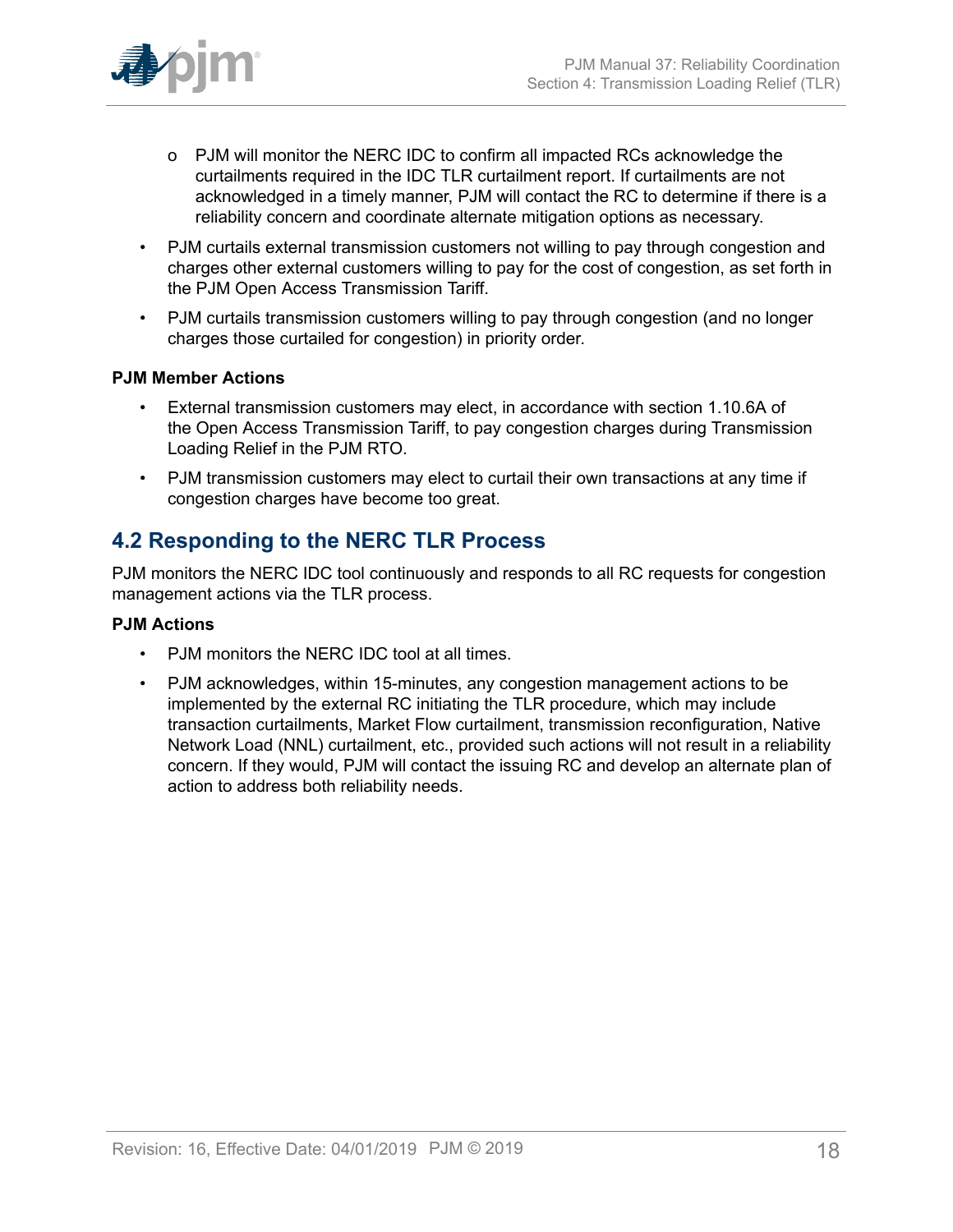- PJM will monitor the NERC IDC to confirm all impacted RCs acknowledge the curtailments required in the IDC TLR curtailment report. If curtailments are not acknowledged in a timely manner, PJM will contact the RC to determine if there is a reliability concern and coordinate alternate mitigation options as necessary.

- PJM curtails external transmission customers not willing to pay through congestion and charges other external customers willing to pay for the cost of congestion, as set forth in the PJM Open Access Transmission Tariff.
- PJM curtails transmission customers willing to pay through congestion (and no longer charges those curtailed for congestion) in priority order.

**PJM Member Actions**

- External transmission customers may elect, in accordance with section 1.10.6A of the Open Access Transmission Tariff, to pay congestion charges during Transmission Loading Relief in the PJM RTO.
- PJM transmission customers may elect to curtail their own transactions at any time if congestion charges have become too great.

## 4.2 Responding to the NERC TLR Process

PJM monitors the NERC IDC tool continuously and responds to all RC requests for congestion management actions via the TLR process.

**PJM Actions**

- PJM monitors the NERC IDC tool at all times.
- PJM acknowledges, within 15-minutes, any congestion management actions to be implemented by the external RC initiating the TLR procedure, which may include transaction curtailments, Market Flow curtailment, transmission reconfiguration, Native Network Load (NNL) curtailment, etc., provided such actions will not result in a reliability concern. If they would, PJM will contact the issuing RC and develop an alternate plan of action to address both reliability needs.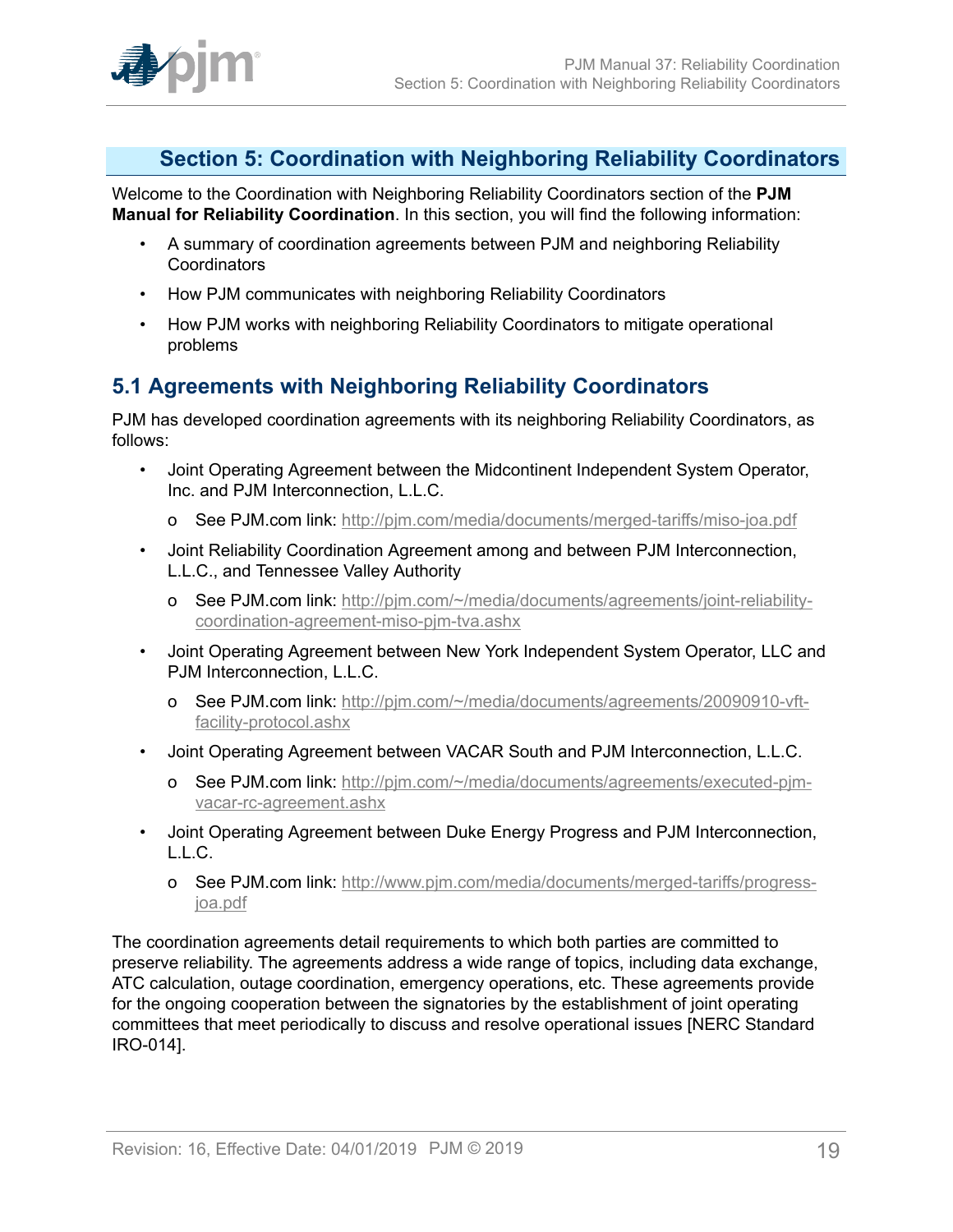## Section 5: Coordination with Neighboring Reliability Coordinators

Welcome to the Coordination with Neighboring Reliability Coordinators section of the **PJM Manual for Reliability Coordination**. In this section, you will find the following information:

- A summary of coordination agreements between PJM and neighboring Reliability Coordinators
- How PJM communicates with neighboring Reliability Coordinators
- How PJM works with neighboring Reliability Coordinators to mitigate operational problems

### 5.1 Agreements with Neighboring Reliability Coordinators

PJM has developed coordination agreements with its neighboring Reliability Coordinators, as follows:

- Joint Operating Agreement between the Midcontinent Independent System Operator, Inc. and PJM Interconnection, L.L.C.
  - See PJM.com link: http://pjm.com/media/documents/merged-tariffs/miso-joa.pdf
- Joint Reliability Coordination Agreement among and between PJM Interconnection, L.L.C., and Tennessee Valley Authority
  - See PJM.com link: http://pjm.com/~/media/documents/agreements/joint-reliability-coordination-agreement-miso-pjm-tva.ashx
- Joint Operating Agreement between New York Independent System Operator, LLC and PJM Interconnection, L.L.C.
  - See PJM.com link: http://pjm.com/~/media/documents/agreements/20090910-vft-facility-protocol.ashx
- Joint Operating Agreement between VACAR South and PJM Interconnection, L.L.C.
  - See PJM.com link: http://pjm.com/~/media/documents/agreements/executed-pjm-vacar-rc-agreement.ashx
- Joint Operating Agreement between Duke Energy Progress and PJM Interconnection, L.L.C.
  - See PJM.com link: http://www.pjm.com/media/documents/merged-tariffs/progress-joa.pdf

The coordination agreements detail requirements to which both parties are committed to preserve reliability. The agreements address a wide range of topics, including data exchange, ATC calculation, outage coordination, emergency operations, etc. These agreements provide for the ongoing cooperation between the signatories by the establishment of joint operating committees that meet periodically to discuss and resolve operational issues [NERC Standard IRO-014].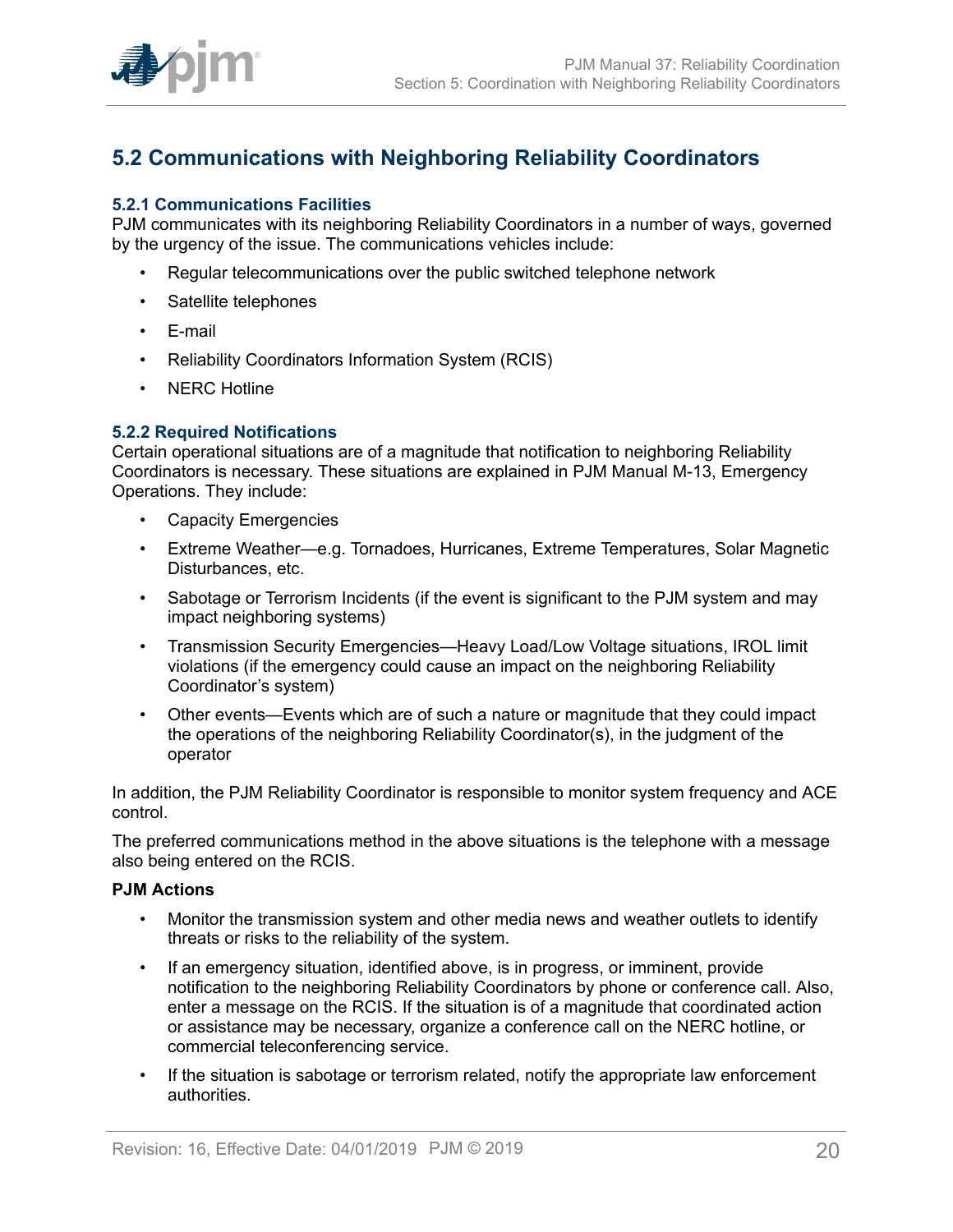## 5.2 Communications with Neighboring Reliability Coordinators

### 5.2.1 Communications Facilities

PJM communicates with its neighboring Reliability Coordinators in a number of ways, governed by the urgency of the issue. The communications vehicles include:

- Regular telecommunications over the public switched telephone network
- Satellite telephones
- E-mail
- Reliability Coordinators Information System (RCIS)
- NERC Hotline

### 5.2.2 Required Notifications

Certain operational situations are of a magnitude that notification to neighboring Reliability Coordinators is necessary. These situations are explained in PJM Manual M-13, Emergency Operations. They include:

- Capacity Emergencies
- Extreme Weather—e.g. Tornadoes, Hurricanes, Extreme Temperatures, Solar Magnetic Disturbances, etc.
- Sabotage or Terrorism Incidents (if the event is significant to the PJM system and may impact neighboring systems)
- Transmission Security Emergencies—Heavy Load/Low Voltage situations, IROL limit violations (if the emergency could cause an impact on the neighboring Reliability Coordinator's system)
- Other events—Events which are of such a nature or magnitude that they could impact the operations of the neighboring Reliability Coordinator(s), in the judgment of the operator

In addition, the PJM Reliability Coordinator is responsible to monitor system frequency and ACE control.

The preferred communications method in the above situations is the telephone with a message also being entered on the RCIS.

**PJM Actions**

- Monitor the transmission system and other media news and weather outlets to identify threats or risks to the reliability of the system.
- If an emergency situation, identified above, is in progress, or imminent, provide notification to the neighboring Reliability Coordinators by phone or conference call. Also, enter a message on the RCIS. If the situation is of a magnitude that coordinated action or assistance may be necessary, organize a conference call on the NERC hotline, or commercial teleconferencing service.
- If the situation is sabotage or terrorism related, notify the appropriate law enforcement authorities.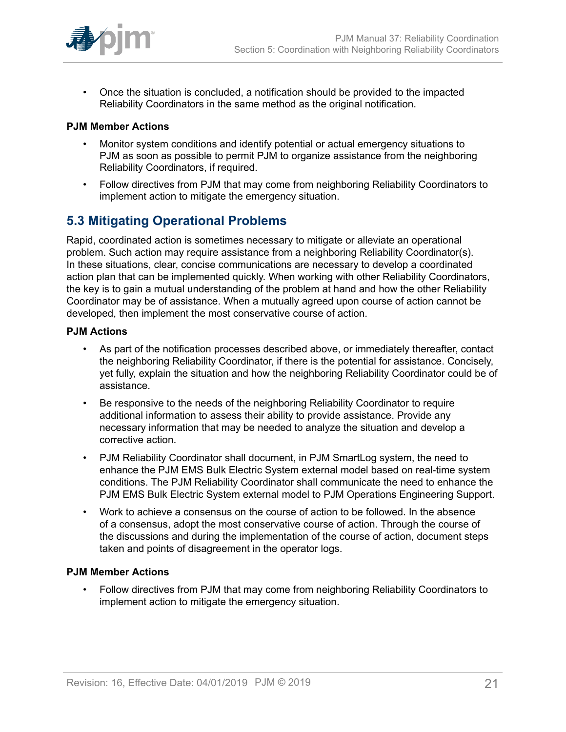- Once the situation is concluded, a notification should be provided to the impacted Reliability Coordinators in the same method as the original notification.

**PJM Member Actions**

- Monitor system conditions and identify potential or actual emergency situations to PJM as soon as possible to permit PJM to organize assistance from the neighboring Reliability Coordinators, if required.
- Follow directives from PJM that may come from neighboring Reliability Coordinators to implement action to mitigate the emergency situation.

## 5.3 Mitigating Operational Problems

Rapid, coordinated action is sometimes necessary to mitigate or alleviate an operational problem. Such action may require assistance from a neighboring Reliability Coordinator(s). In these situations, clear, concise communications are necessary to develop a coordinated action plan that can be implemented quickly. When working with other Reliability Coordinators, the key is to gain a mutual understanding of the problem at hand and how the other Reliability Coordinator may be of assistance. When a mutually agreed upon course of action cannot be developed, then implement the most conservative course of action.

**PJM Actions**

- As part of the notification processes described above, or immediately thereafter, contact the neighboring Reliability Coordinator, if there is the potential for assistance. Concisely, yet fully, explain the situation and how the neighboring Reliability Coordinator could be of assistance.
- Be responsive to the needs of the neighboring Reliability Coordinator to require additional information to assess their ability to provide assistance. Provide any necessary information that may be needed to analyze the situation and develop a corrective action.
- PJM Reliability Coordinator shall document, in PJM SmartLog system, the need to enhance the PJM EMS Bulk Electric System external model based on real-time system conditions. The PJM Reliability Coordinator shall communicate the need to enhance the PJM EMS Bulk Electric System external model to PJM Operations Engineering Support.
- Work to achieve a consensus on the course of action to be followed. In the absence of a consensus, adopt the most conservative course of action. Through the course of the discussions and during the implementation of the course of action, document steps taken and points of disagreement in the operator logs.

**PJM Member Actions**

- Follow directives from PJM that may come from neighboring Reliability Coordinators to implement action to mitigate the emergency situation.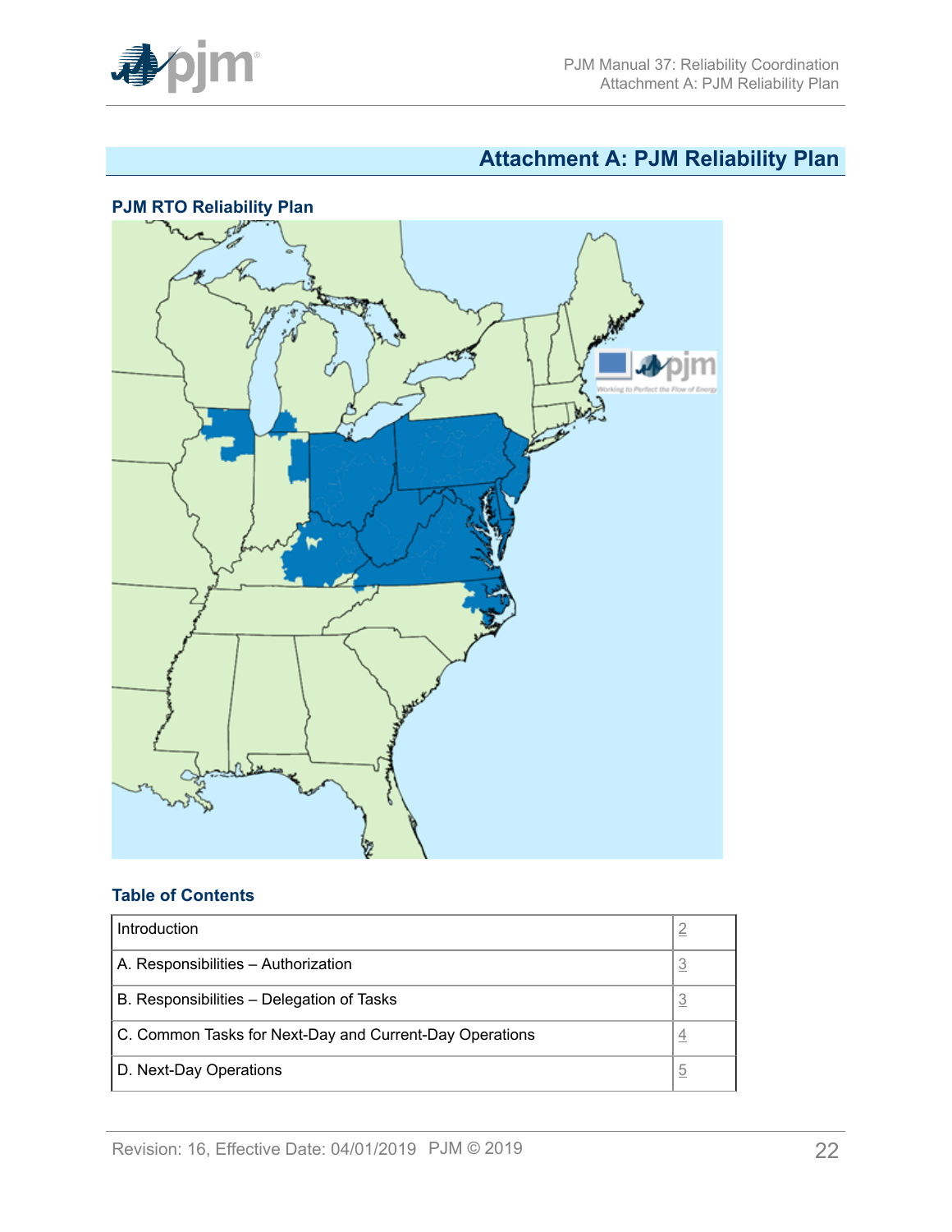# Attachment A: PJM Reliability Plan

### PJM RTO Reliability Plan

### Table of Contents

| Introduction | 2 |
|---|---|
| A. Responsibilities – Authorization | 3 |
| B. Responsibilities – Delegation of Tasks | 3 |
| C. Common Tasks for Next-Day and Current-Day Operations | 4 |
| D. Next-Day Operations | 5 |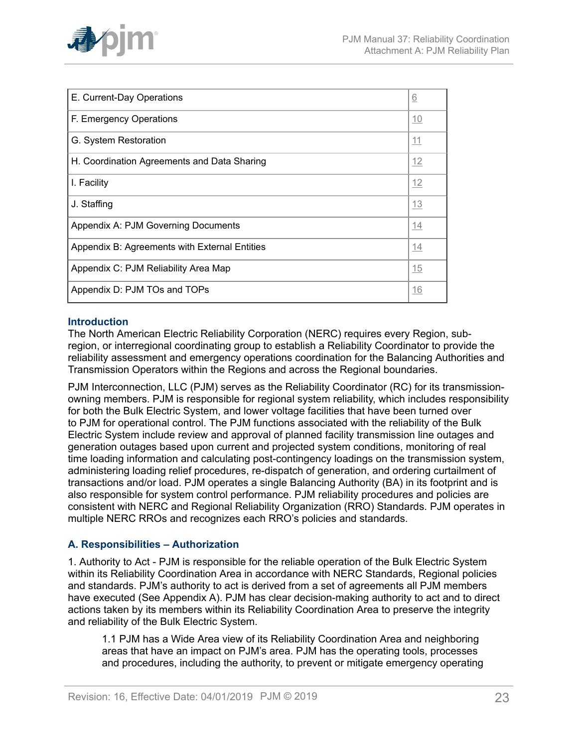| E. Current-Day Operations | 6 |
|---|---|
| F. Emergency Operations | 10 |
| G. System Restoration | 11 |
| H. Coordination Agreements and Data Sharing | 12 |
| I. Facility | 12 |
| J. Staffing | 13 |
| Appendix A: PJM Governing Documents | 14 |
| Appendix B: Agreements with External Entities | 14 |
| Appendix C: PJM Reliability Area Map | 15 |
| Appendix D: PJM TOs and TOPs | 16 |

### Introduction

The North American Electric Reliability Corporation (NERC) requires every Region, sub-region, or interregional coordinating group to establish a Reliability Coordinator to provide the reliability assessment and emergency operations coordination for the Balancing Authorities and Transmission Operators within the Regions and across the Regional boundaries.

PJM Interconnection, LLC (PJM) serves as the Reliability Coordinator (RC) for its transmission-owning members. PJM is responsible for regional system reliability, which includes responsibility for both the Bulk Electric System, and lower voltage facilities that have been turned over to PJM for operational control. The PJM functions associated with the reliability of the Bulk Electric System include review and approval of planned facility transmission line outages and generation outages based upon current and projected system conditions, monitoring of real time loading information and calculating post-contingency loadings on the transmission system, administering loading relief procedures, re-dispatch of generation, and ordering curtailment of transactions and/or load. PJM operates a single Balancing Authority (BA) in its footprint and is also responsible for system control performance. PJM reliability procedures and policies are consistent with NERC and Regional Reliability Organization (RRO) Standards. PJM operates in multiple NERC RROs and recognizes each RRO's policies and standards.

### A. Responsibilities – Authorization

1. Authority to Act - PJM is responsible for the reliable operation of the Bulk Electric System within its Reliability Coordination Area in accordance with NERC Standards, Regional policies and standards. PJM's authority to act is derived from a set of agreements all PJM members have executed (See Appendix A). PJM has clear decision-making authority to act and to direct actions taken by its members within its Reliability Coordination Area to preserve the integrity and reliability of the Bulk Electric System.

> 1.1 PJM has a Wide Area view of its Reliability Coordination Area and neighboring areas that have an impact on PJM's area. PJM has the operating tools, processes and procedures, including the authority, to prevent or mitigate emergency operating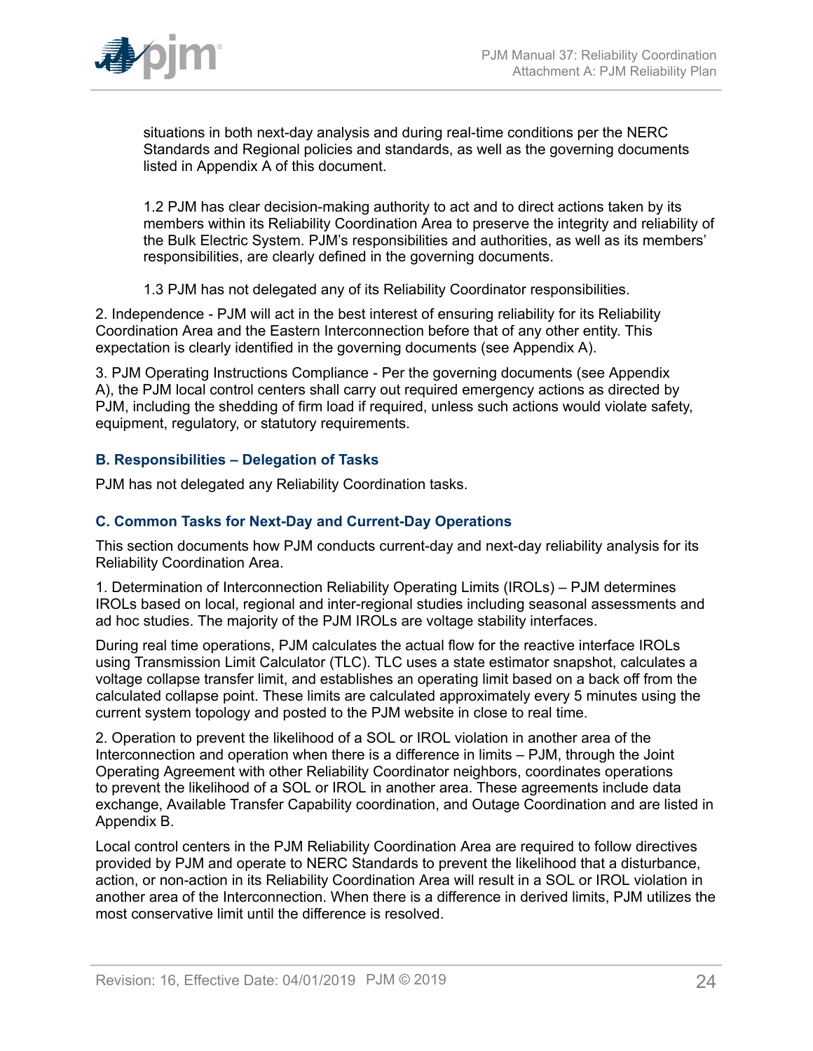situations in both next-day analysis and during real-time conditions per the NERC Standards and Regional policies and standards, as well as the governing documents listed in Appendix A of this document.

1.2 PJM has clear decision-making authority to act and to direct actions taken by its members within its Reliability Coordination Area to preserve the integrity and reliability of the Bulk Electric System. PJM's responsibilities and authorities, as well as its members' responsibilities, are clearly defined in the governing documents.

1.3 PJM has not delegated any of its Reliability Coordinator responsibilities.

2. Independence - PJM will act in the best interest of ensuring reliability for its Reliability Coordination Area and the Eastern Interconnection before that of any other entity. This expectation is clearly identified in the governing documents (see Appendix A).

3. PJM Operating Instructions Compliance - Per the governing documents (see Appendix A), the PJM local control centers shall carry out required emergency actions as directed by PJM, including the shedding of firm load if required, unless such actions would violate safety, equipment, regulatory, or statutory requirements.

### B. Responsibilities – Delegation of Tasks

PJM has not delegated any Reliability Coordination tasks.

### C. Common Tasks for Next-Day and Current-Day Operations

This section documents how PJM conducts current-day and next-day reliability analysis for its Reliability Coordination Area.

1. Determination of Interconnection Reliability Operating Limits (IROLs) – PJM determines IROLs based on local, regional and inter-regional studies including seasonal assessments and ad hoc studies. The majority of the PJM IROLs are voltage stability interfaces.

During real time operations, PJM calculates the actual flow for the reactive interface IROLs using Transmission Limit Calculator (TLC). TLC uses a state estimator snapshot, calculates a voltage collapse transfer limit, and establishes an operating limit based on a back off from the calculated collapse point. These limits are calculated approximately every 5 minutes using the current system topology and posted to the PJM website in close to real time.

2. Operation to prevent the likelihood of a SOL or IROL violation in another area of the Interconnection and operation when there is a difference in limits – PJM, through the Joint Operating Agreement with other Reliability Coordinator neighbors, coordinates operations to prevent the likelihood of a SOL or IROL in another area. These agreements include data exchange, Available Transfer Capability coordination, and Outage Coordination and are listed in Appendix B.

Local control centers in the PJM Reliability Coordination Area are required to follow directives provided by PJM and operate to NERC Standards to prevent the likelihood that a disturbance, action, or non-action in its Reliability Coordination Area will result in a SOL or IROL violation in another area of the Interconnection. When there is a difference in derived limits, PJM utilizes the most conservative limit until the difference is resolved.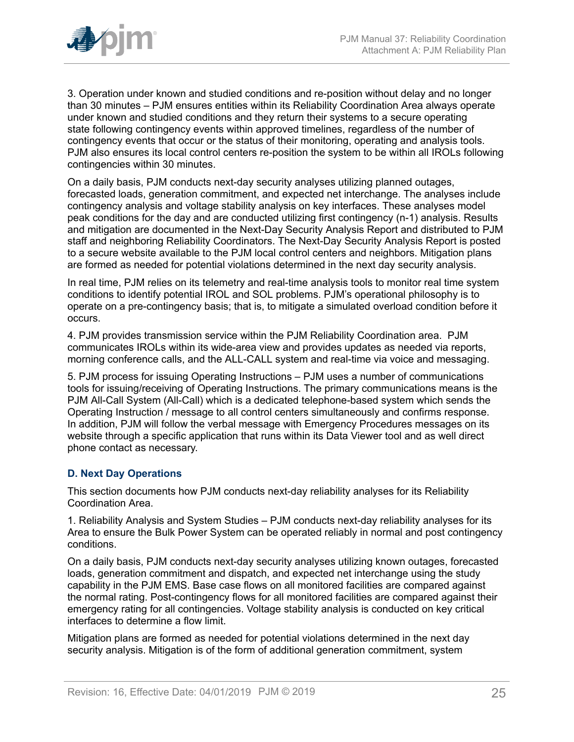3. Operation under known and studied conditions and re-position without delay and no longer than 30 minutes – PJM ensures entities within its Reliability Coordination Area always operate under known and studied conditions and they return their systems to a secure operating state following contingency events within approved timelines, regardless of the number of contingency events that occur or the status of their monitoring, operating and analysis tools. PJM also ensures its local control centers re-position the system to be within all IROLs following contingencies within 30 minutes.

On a daily basis, PJM conducts next-day security analyses utilizing planned outages, forecasted loads, generation commitment, and expected net interchange. The analyses include contingency analysis and voltage stability analysis on key interfaces. These analyses model peak conditions for the day and are conducted utilizing first contingency (n-1) analysis. Results and mitigation are documented in the Next-Day Security Analysis Report and distributed to PJM staff and neighboring Reliability Coordinators. The Next-Day Security Analysis Report is posted to a secure website available to the PJM local control centers and neighbors. Mitigation plans are formed as needed for potential violations determined in the next day security analysis.

In real time, PJM relies on its telemetry and real-time analysis tools to monitor real time system conditions to identify potential IROL and SOL problems. PJM's operational philosophy is to operate on a pre-contingency basis; that is, to mitigate a simulated overload condition before it occurs.

4. PJM provides transmission service within the PJM Reliability Coordination area. PJM communicates IROLs within its wide-area view and provides updates as needed via reports, morning conference calls, and the ALL-CALL system and real-time via voice and messaging.

5. PJM process for issuing Operating Instructions – PJM uses a number of communications tools for issuing/receiving of Operating Instructions. The primary communications means is the PJM All-Call System (All-Call) which is a dedicated telephone-based system which sends the Operating Instruction / message to all control centers simultaneously and confirms response. In addition, PJM will follow the verbal message with Emergency Procedures messages on its website through a specific application that runs within its Data Viewer tool and as well direct phone contact as necessary.

### D. Next Day Operations

This section documents how PJM conducts next-day reliability analyses for its Reliability Coordination Area.

1. Reliability Analysis and System Studies – PJM conducts next-day reliability analyses for its Area to ensure the Bulk Power System can be operated reliably in normal and post contingency conditions.

On a daily basis, PJM conducts next-day security analyses utilizing known outages, forecasted loads, generation commitment and dispatch, and expected net interchange using the study capability in the PJM EMS. Base case flows on all monitored facilities are compared against the normal rating. Post-contingency flows for all monitored facilities are compared against their emergency rating for all contingencies. Voltage stability analysis is conducted on key critical interfaces to determine a flow limit.

Mitigation plans are formed as needed for potential violations determined in the next day security analysis. Mitigation is of the form of additional generation commitment, system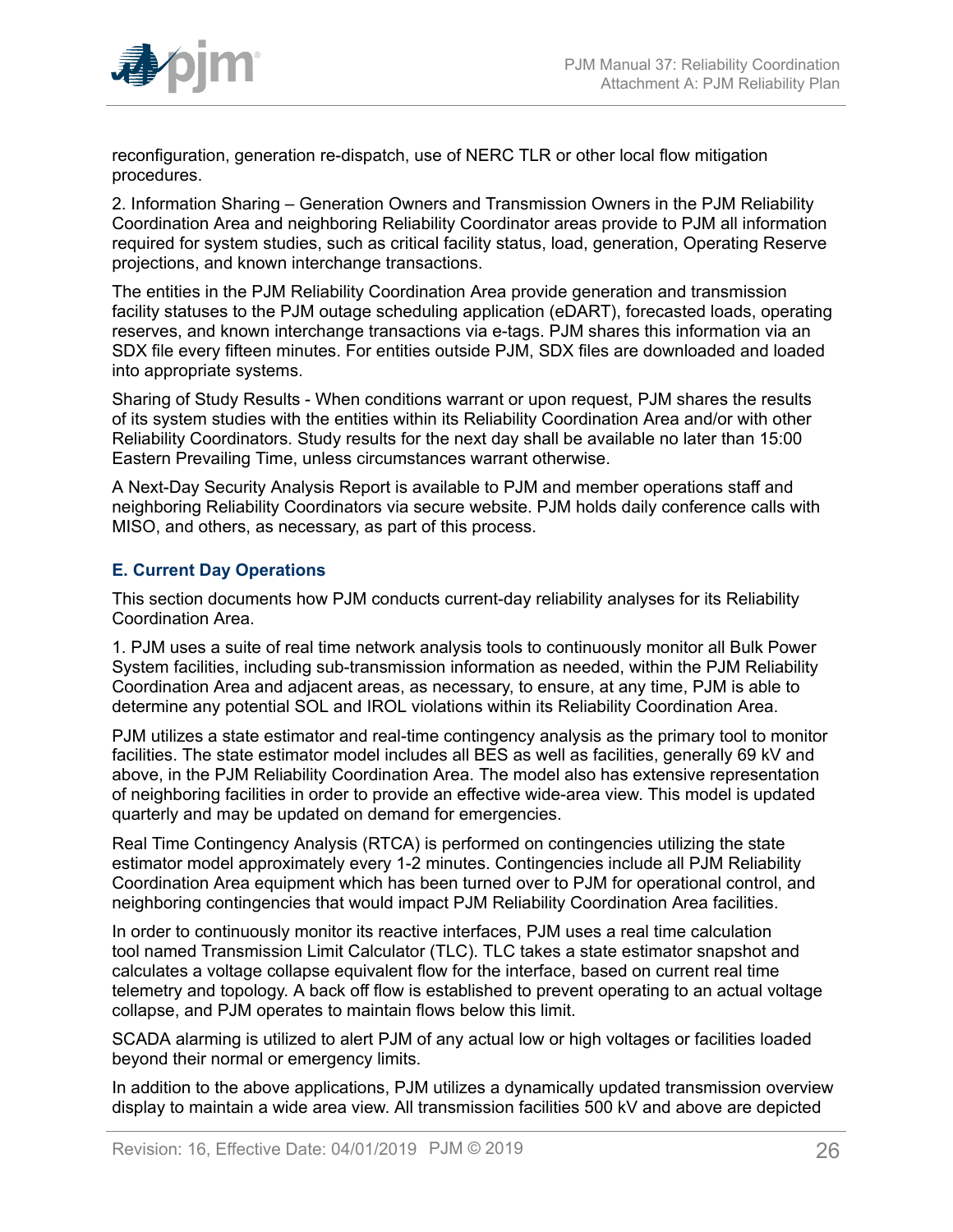reconfiguration, generation re-dispatch, use of NERC TLR or other local flow mitigation procedures.

2. Information Sharing – Generation Owners and Transmission Owners in the PJM Reliability Coordination Area and neighboring Reliability Coordinator areas provide to PJM all information required for system studies, such as critical facility status, load, generation, Operating Reserve projections, and known interchange transactions.

The entities in the PJM Reliability Coordination Area provide generation and transmission facility statuses to the PJM outage scheduling application (eDART), forecasted loads, operating reserves, and known interchange transactions via e-tags. PJM shares this information via an SDX file every fifteen minutes. For entities outside PJM, SDX files are downloaded and loaded into appropriate systems.

Sharing of Study Results - When conditions warrant or upon request, PJM shares the results of its system studies with the entities within its Reliability Coordination Area and/or with other Reliability Coordinators. Study results for the next day shall be available no later than 15:00 Eastern Prevailing Time, unless circumstances warrant otherwise.

A Next-Day Security Analysis Report is available to PJM and member operations staff and neighboring Reliability Coordinators via secure website. PJM holds daily conference calls with MISO, and others, as necessary, as part of this process.

### E. Current Day Operations

This section documents how PJM conducts current-day reliability analyses for its Reliability Coordination Area.

1. PJM uses a suite of real time network analysis tools to continuously monitor all Bulk Power System facilities, including sub-transmission information as needed, within the PJM Reliability Coordination Area and adjacent areas, as necessary, to ensure, at any time, PJM is able to determine any potential SOL and IROL violations within its Reliability Coordination Area.

PJM utilizes a state estimator and real-time contingency analysis as the primary tool to monitor facilities. The state estimator model includes all BES as well as facilities, generally 69 kV and above, in the PJM Reliability Coordination Area. The model also has extensive representation of neighboring facilities in order to provide an effective wide-area view. This model is updated quarterly and may be updated on demand for emergencies.

Real Time Contingency Analysis (RTCA) is performed on contingencies utilizing the state estimator model approximately every 1-2 minutes. Contingencies include all PJM Reliability Coordination Area equipment which has been turned over to PJM for operational control, and neighboring contingencies that would impact PJM Reliability Coordination Area facilities.

In order to continuously monitor its reactive interfaces, PJM uses a real time calculation tool named Transmission Limit Calculator (TLC). TLC takes a state estimator snapshot and calculates a voltage collapse equivalent flow for the interface, based on current real time telemetry and topology. A back off flow is established to prevent operating to an actual voltage collapse, and PJM operates to maintain flows below this limit.

SCADA alarming is utilized to alert PJM of any actual low or high voltages or facilities loaded beyond their normal or emergency limits.

In addition to the above applications, PJM utilizes a dynamically updated transmission overview display to maintain a wide area view. All transmission facilities 500 kV and above are depicted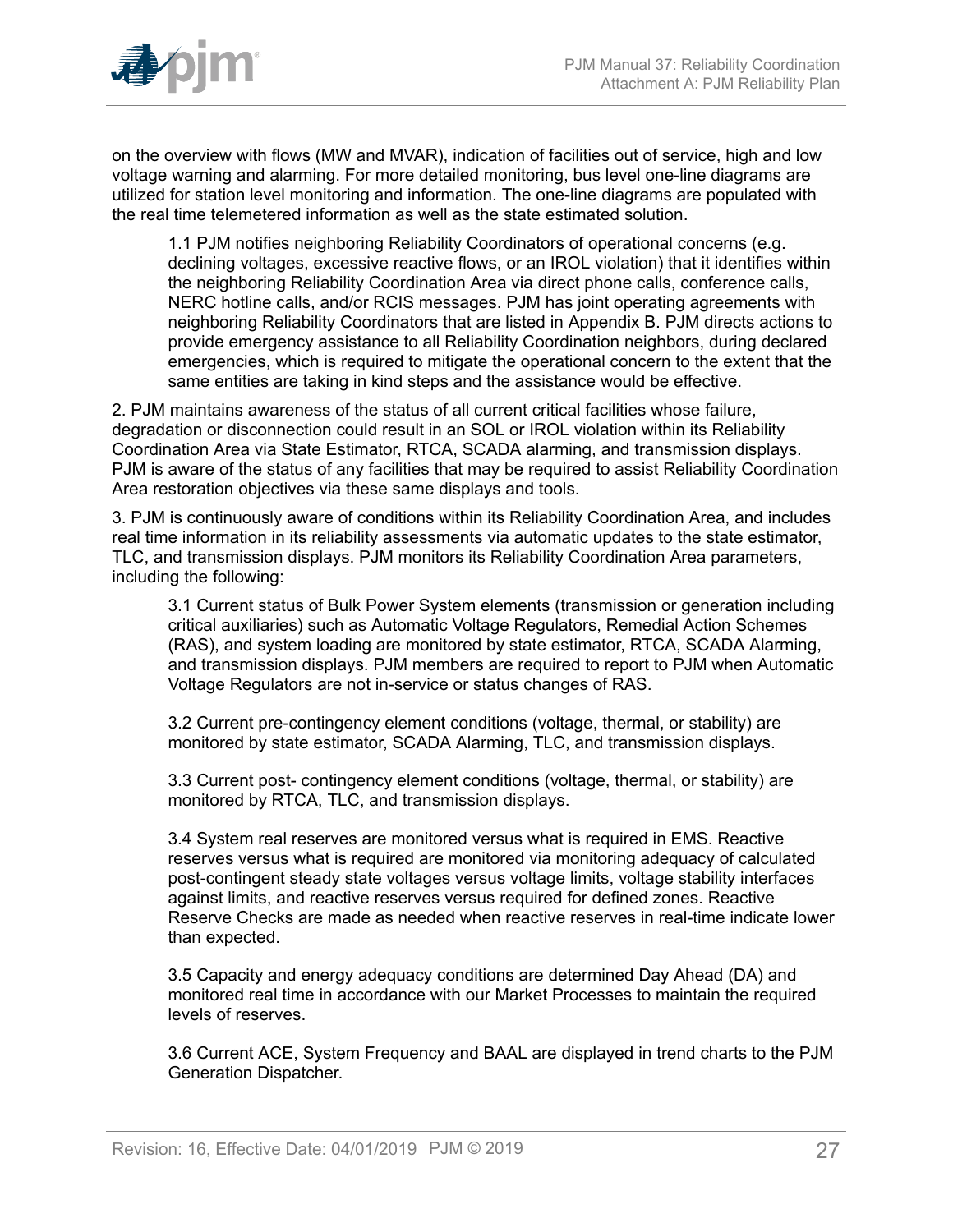on the overview with flows (MW and MVAR), indication of facilities out of service, high and low voltage warning and alarming. For more detailed monitoring, bus level one-line diagrams are utilized for station level monitoring and information. The one-line diagrams are populated with the real time telemetered information as well as the state estimated solution.

> 1.1 PJM notifies neighboring Reliability Coordinators of operational concerns (e.g. declining voltages, excessive reactive flows, or an IROL violation) that it identifies within the neighboring Reliability Coordination Area via direct phone calls, conference calls, NERC hotline calls, and/or RCIS messages. PJM has joint operating agreements with neighboring Reliability Coordinators that are listed in Appendix B. PJM directs actions to provide emergency assistance to all Reliability Coordination neighbors, during declared emergencies, which is required to mitigate the operational concern to the extent that the same entities are taking in kind steps and the assistance would be effective.

2. PJM maintains awareness of the status of all current critical facilities whose failure, degradation or disconnection could result in an SOL or IROL violation within its Reliability Coordination Area via State Estimator, RTCA, SCADA alarming, and transmission displays. PJM is aware of the status of any facilities that may be required to assist Reliability Coordination Area restoration objectives via these same displays and tools.

3. PJM is continuously aware of conditions within its Reliability Coordination Area, and includes real time information in its reliability assessments via automatic updates to the state estimator, TLC, and transmission displays. PJM monitors its Reliability Coordination Area parameters, including the following:

> 3.1 Current status of Bulk Power System elements (transmission or generation including critical auxiliaries) such as Automatic Voltage Regulators, Remedial Action Schemes (RAS), and system loading are monitored by state estimator, RTCA, SCADA Alarming, and transmission displays. PJM members are required to report to PJM when Automatic Voltage Regulators are not in-service or status changes of RAS.
>
> 3.2 Current pre-contingency element conditions (voltage, thermal, or stability) are monitored by state estimator, SCADA Alarming, TLC, and transmission displays.
>
> 3.3 Current post- contingency element conditions (voltage, thermal, or stability) are monitored by RTCA, TLC, and transmission displays.
>
> 3.4 System real reserves are monitored versus what is required in EMS. Reactive reserves versus what is required are monitored via monitoring adequacy of calculated post-contingent steady state voltages versus voltage limits, voltage stability interfaces against limits, and reactive reserves versus required for defined zones. Reactive Reserve Checks are made as needed when reactive reserves in real-time indicate lower than expected.
>
> 3.5 Capacity and energy adequacy conditions are determined Day Ahead (DA) and monitored real time in accordance with our Market Processes to maintain the required levels of reserves.
>
> 3.6 Current ACE, System Frequency and BAAL are displayed in trend charts to the PJM Generation Dispatcher.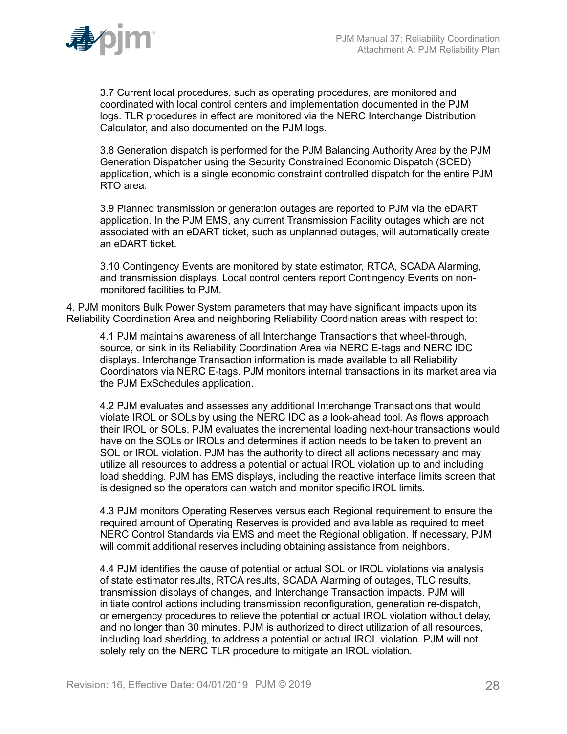3.7 Current local procedures, such as operating procedures, are monitored and coordinated with local control centers and implementation documented in the PJM logs. TLR procedures in effect are monitored via the NERC Interchange Distribution Calculator, and also documented on the PJM logs.

3.8 Generation dispatch is performed for the PJM Balancing Authority Area by the PJM Generation Dispatcher using the Security Constrained Economic Dispatch (SCED) application, which is a single economic constraint controlled dispatch for the entire PJM RTO area.

3.9 Planned transmission or generation outages are reported to PJM via the eDART application. In the PJM EMS, any current Transmission Facility outages which are not associated with an eDART ticket, such as unplanned outages, will automatically create an eDART ticket.

3.10 Contingency Events are monitored by state estimator, RTCA, SCADA Alarming, and transmission displays. Local control centers report Contingency Events on non-monitored facilities to PJM.

4. PJM monitors Bulk Power System parameters that may have significant impacts upon its Reliability Coordination Area and neighboring Reliability Coordination areas with respect to:

4.1 PJM maintains awareness of all Interchange Transactions that wheel-through, source, or sink in its Reliability Coordination Area via NERC E-tags and NERC IDC displays. Interchange Transaction information is made available to all Reliability Coordinators via NERC E-tags. PJM monitors internal transactions in its market area via the PJM ExSchedules application.

4.2 PJM evaluates and assesses any additional Interchange Transactions that would violate IROL or SOLs by using the NERC IDC as a look-ahead tool. As flows approach their IROL or SOLs, PJM evaluates the incremental loading next-hour transactions would have on the SOLs or IROLs and determines if action needs to be taken to prevent an SOL or IROL violation. PJM has the authority to direct all actions necessary and may utilize all resources to address a potential or actual IROL violation up to and including load shedding. PJM has EMS displays, including the reactive interface limits screen that is designed so the operators can watch and monitor specific IROL limits.

4.3 PJM monitors Operating Reserves versus each Regional requirement to ensure the required amount of Operating Reserves is provided and available as required to meet NERC Control Standards via EMS and meet the Regional obligation. If necessary, PJM will commit additional reserves including obtaining assistance from neighbors.

4.4 PJM identifies the cause of potential or actual SOL or IROL violations via analysis of state estimator results, RTCA results, SCADA Alarming of outages, TLC results, transmission displays of changes, and Interchange Transaction impacts. PJM will initiate control actions including transmission reconfiguration, generation re-dispatch, or emergency procedures to relieve the potential or actual IROL violation without delay, and no longer than 30 minutes. PJM is authorized to direct utilization of all resources, including load shedding, to address a potential or actual IROL violation. PJM will not solely rely on the NERC TLR procedure to mitigate an IROL violation.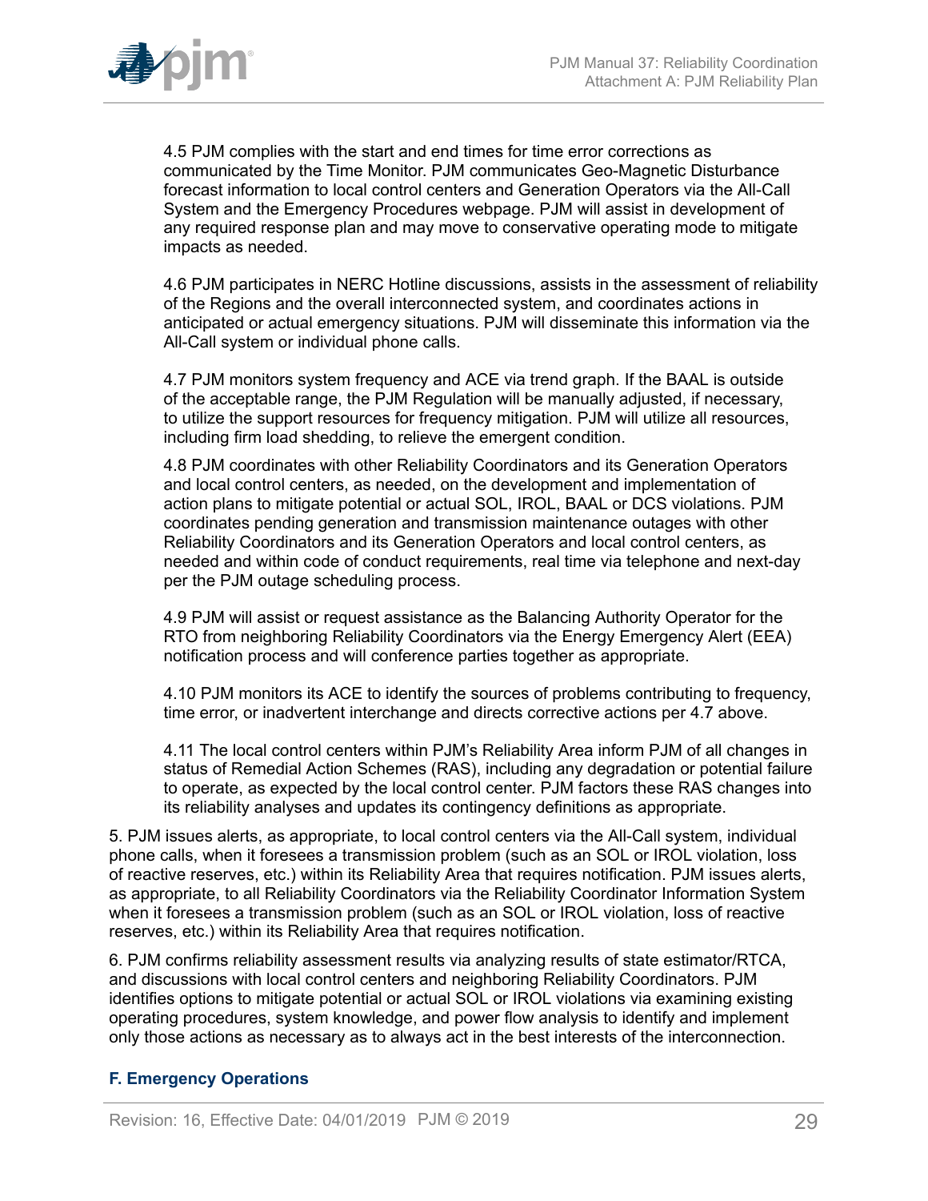4.5 PJM complies with the start and end times for time error corrections as communicated by the Time Monitor. PJM communicates Geo-Magnetic Disturbance forecast information to local control centers and Generation Operators via the All-Call System and the Emergency Procedures webpage. PJM will assist in development of any required response plan and may move to conservative operating mode to mitigate impacts as needed.

4.6 PJM participates in NERC Hotline discussions, assists in the assessment of reliability of the Regions and the overall interconnected system, and coordinates actions in anticipated or actual emergency situations. PJM will disseminate this information via the All-Call system or individual phone calls.

4.7 PJM monitors system frequency and ACE via trend graph. If the BAAL is outside of the acceptable range, the PJM Regulation will be manually adjusted, if necessary, to utilize the support resources for frequency mitigation. PJM will utilize all resources, including firm load shedding, to relieve the emergent condition.

4.8 PJM coordinates with other Reliability Coordinators and its Generation Operators and local control centers, as needed, on the development and implementation of action plans to mitigate potential or actual SOL, IROL, BAAL or DCS violations. PJM coordinates pending generation and transmission maintenance outages with other Reliability Coordinators and its Generation Operators and local control centers, as needed and within code of conduct requirements, real time via telephone and next-day per the PJM outage scheduling process.

4.9 PJM will assist or request assistance as the Balancing Authority Operator for the RTO from neighboring Reliability Coordinators via the Energy Emergency Alert (EEA) notification process and will conference parties together as appropriate.

4.10 PJM monitors its ACE to identify the sources of problems contributing to frequency, time error, or inadvertent interchange and directs corrective actions per 4.7 above.

4.11 The local control centers within PJM's Reliability Area inform PJM of all changes in status of Remedial Action Schemes (RAS), including any degradation or potential failure to operate, as expected by the local control center. PJM factors these RAS changes into its reliability analyses and updates its contingency definitions as appropriate.

5. PJM issues alerts, as appropriate, to local control centers via the All-Call system, individual phone calls, when it foresees a transmission problem (such as an SOL or IROL violation, loss of reactive reserves, etc.) within its Reliability Area that requires notification. PJM issues alerts, as appropriate, to all Reliability Coordinators via the Reliability Coordinator Information System when it foresees a transmission problem (such as an SOL or IROL violation, loss of reactive reserves, etc.) within its Reliability Area that requires notification.

6. PJM confirms reliability assessment results via analyzing results of state estimator/RTCA, and discussions with local control centers and neighboring Reliability Coordinators. PJM identifies options to mitigate potential or actual SOL or IROL violations via examining existing operating procedures, system knowledge, and power flow analysis to identify and implement only those actions as necessary as to always act in the best interests of the interconnection.

### F. Emergency Operations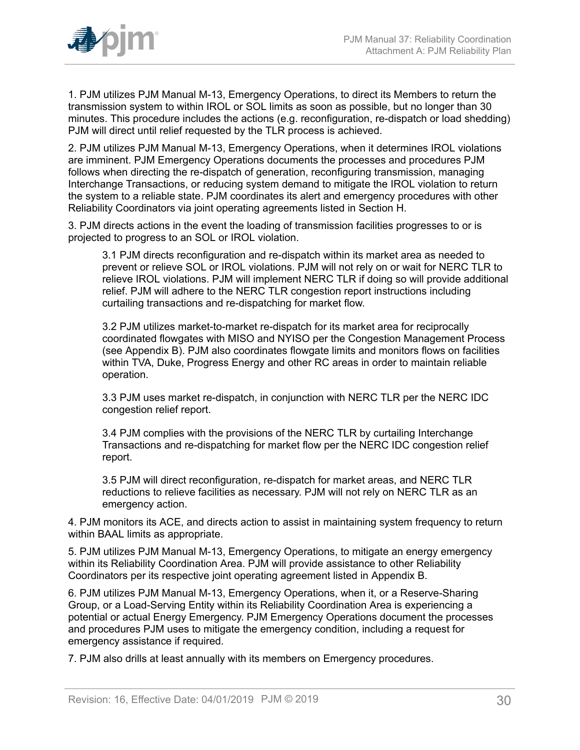1. PJM utilizes PJM Manual M-13, Emergency Operations, to direct its Members to return the transmission system to within IROL or SOL limits as soon as possible, but no longer than 30 minutes. This procedure includes the actions (e.g. reconfiguration, re-dispatch or load shedding) PJM will direct until relief requested by the TLR process is achieved.

2. PJM utilizes PJM Manual M-13, Emergency Operations, when it determines IROL violations are imminent. PJM Emergency Operations documents the processes and procedures PJM follows when directing the re-dispatch of generation, reconfiguring transmission, managing Interchange Transactions, or reducing system demand to mitigate the IROL violation to return the system to a reliable state. PJM coordinates its alert and emergency procedures with other Reliability Coordinators via joint operating agreements listed in Section H.

3. PJM directs actions in the event the loading of transmission facilities progresses to or is projected to progress to an SOL or IROL violation.

    3.1 PJM directs reconfiguration and re-dispatch within its market area as needed to prevent or relieve SOL or IROL violations. PJM will not rely on or wait for NERC TLR to relieve IROL violations. PJM will implement NERC TLR if doing so will provide additional relief. PJM will adhere to the NERC TLR congestion report instructions including curtailing transactions and re-dispatching for market flow.

    3.2 PJM utilizes market-to-market re-dispatch for its market area for reciprocally coordinated flowgates with MISO and NYISO per the Congestion Management Process (see Appendix B). PJM also coordinates flowgate limits and monitors flows on facilities within TVA, Duke, Progress Energy and other RC areas in order to maintain reliable operation.

    3.3 PJM uses market re-dispatch, in conjunction with NERC TLR per the NERC IDC congestion relief report.

    3.4 PJM complies with the provisions of the NERC TLR by curtailing Interchange Transactions and re-dispatching for market flow per the NERC IDC congestion relief report.

    3.5 PJM will direct reconfiguration, re-dispatch for market areas, and NERC TLR reductions to relieve facilities as necessary. PJM will not rely on NERC TLR as an emergency action.

4. PJM monitors its ACE, and directs action to assist in maintaining system frequency to return within BAAL limits as appropriate.

5. PJM utilizes PJM Manual M-13, Emergency Operations, to mitigate an energy emergency within its Reliability Coordination Area. PJM will provide assistance to other Reliability Coordinators per its respective joint operating agreement listed in Appendix B.

6. PJM utilizes PJM Manual M-13, Emergency Operations, when it, or a Reserve-Sharing Group, or a Load-Serving Entity within its Reliability Coordination Area is experiencing a potential or actual Energy Emergency. PJM Emergency Operations document the processes and procedures PJM uses to mitigate the emergency condition, including a request for emergency assistance if required.

7. PJM also drills at least annually with its members on Emergency procedures.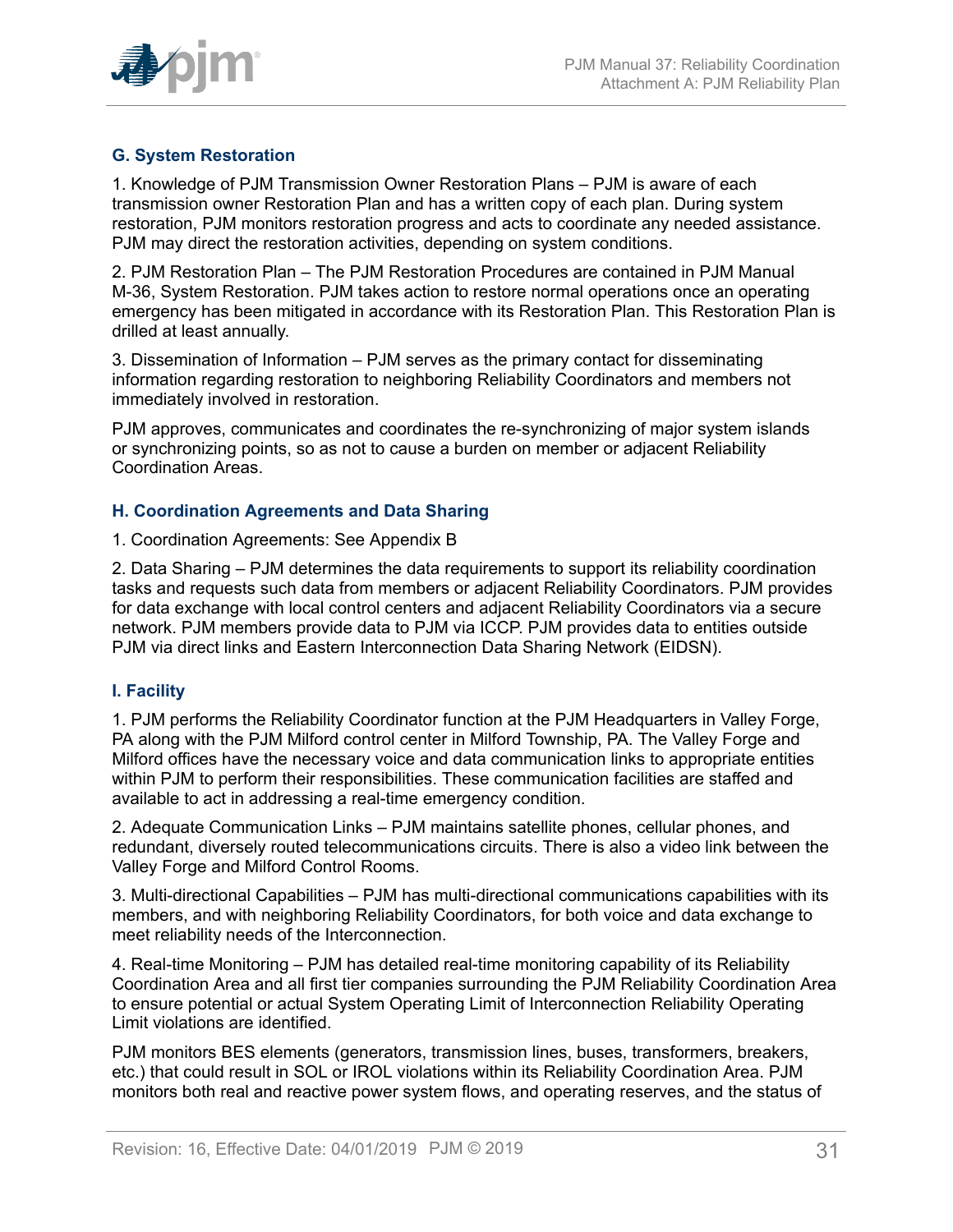### G. System Restoration

1. Knowledge of PJM Transmission Owner Restoration Plans – PJM is aware of each transmission owner Restoration Plan and has a written copy of each plan. During system restoration, PJM monitors restoration progress and acts to coordinate any needed assistance. PJM may direct the restoration activities, depending on system conditions.

2. PJM Restoration Plan – The PJM Restoration Procedures are contained in PJM Manual M-36, System Restoration. PJM takes action to restore normal operations once an operating emergency has been mitigated in accordance with its Restoration Plan. This Restoration Plan is drilled at least annually.

3. Dissemination of Information – PJM serves as the primary contact for disseminating information regarding restoration to neighboring Reliability Coordinators and members not immediately involved in restoration.

PJM approves, communicates and coordinates the re-synchronizing of major system islands or synchronizing points, so as not to cause a burden on member or adjacent Reliability Coordination Areas.

### H. Coordination Agreements and Data Sharing

1. Coordination Agreements: See Appendix B

2. Data Sharing – PJM determines the data requirements to support its reliability coordination tasks and requests such data from members or adjacent Reliability Coordinators. PJM provides for data exchange with local control centers and adjacent Reliability Coordinators via a secure network. PJM members provide data to PJM via ICCP. PJM provides data to entities outside PJM via direct links and Eastern Interconnection Data Sharing Network (EIDSN).

### I. Facility

1. PJM performs the Reliability Coordinator function at the PJM Headquarters in Valley Forge, PA along with the PJM Milford control center in Milford Township, PA. The Valley Forge and Milford offices have the necessary voice and data communication links to appropriate entities within PJM to perform their responsibilities. These communication facilities are staffed and available to act in addressing a real-time emergency condition.

2. Adequate Communication Links – PJM maintains satellite phones, cellular phones, and redundant, diversely routed telecommunications circuits. There is also a video link between the Valley Forge and Milford Control Rooms.

3. Multi-directional Capabilities – PJM has multi-directional communications capabilities with its members, and with neighboring Reliability Coordinators, for both voice and data exchange to meet reliability needs of the Interconnection.

4. Real-time Monitoring – PJM has detailed real-time monitoring capability of its Reliability Coordination Area and all first tier companies surrounding the PJM Reliability Coordination Area to ensure potential or actual System Operating Limit of Interconnection Reliability Operating Limit violations are identified.

PJM monitors BES elements (generators, transmission lines, buses, transformers, breakers, etc.) that could result in SOL or IROL violations within its Reliability Coordination Area. PJM monitors both real and reactive power system flows, and operating reserves, and the status of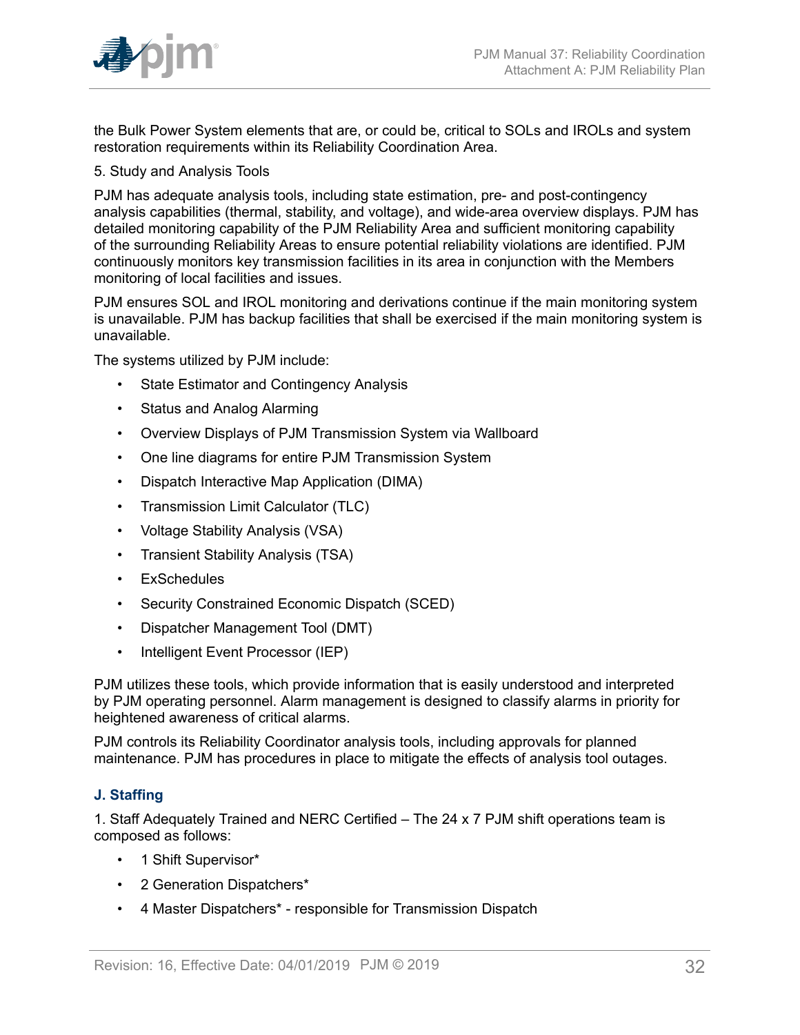the Bulk Power System elements that are, or could be, critical to SOLs and IROLs and system restoration requirements within its Reliability Coordination Area.

5. Study and Analysis Tools

PJM has adequate analysis tools, including state estimation, pre- and post-contingency analysis capabilities (thermal, stability, and voltage), and wide-area overview displays. PJM has detailed monitoring capability of the PJM Reliability Area and sufficient monitoring capability of the surrounding Reliability Areas to ensure potential reliability violations are identified. PJM continuously monitors key transmission facilities in its area in conjunction with the Members monitoring of local facilities and issues.

PJM ensures SOL and IROL monitoring and derivations continue if the main monitoring system is unavailable. PJM has backup facilities that shall be exercised if the main monitoring system is unavailable.

The systems utilized by PJM include:

- State Estimator and Contingency Analysis
- Status and Analog Alarming
- Overview Displays of PJM Transmission System via Wallboard
- One line diagrams for entire PJM Transmission System
- Dispatch Interactive Map Application (DIMA)
- Transmission Limit Calculator (TLC)
- Voltage Stability Analysis (VSA)
- Transient Stability Analysis (TSA)
- ExSchedules
- Security Constrained Economic Dispatch (SCED)
- Dispatcher Management Tool (DMT)
- Intelligent Event Processor (IEP)

PJM utilizes these tools, which provide information that is easily understood and interpreted by PJM operating personnel. Alarm management is designed to classify alarms in priority for heightened awareness of critical alarms.

PJM controls its Reliability Coordinator analysis tools, including approvals for planned maintenance. PJM has procedures in place to mitigate the effects of analysis tool outages.

### J. Staffing

1. Staff Adequately Trained and NERC Certified – The 24 x 7 PJM shift operations team is composed as follows:

- 1 Shift Supervisor*
- 2 Generation Dispatchers*
- 4 Master Dispatchers* - responsible for Transmission Dispatch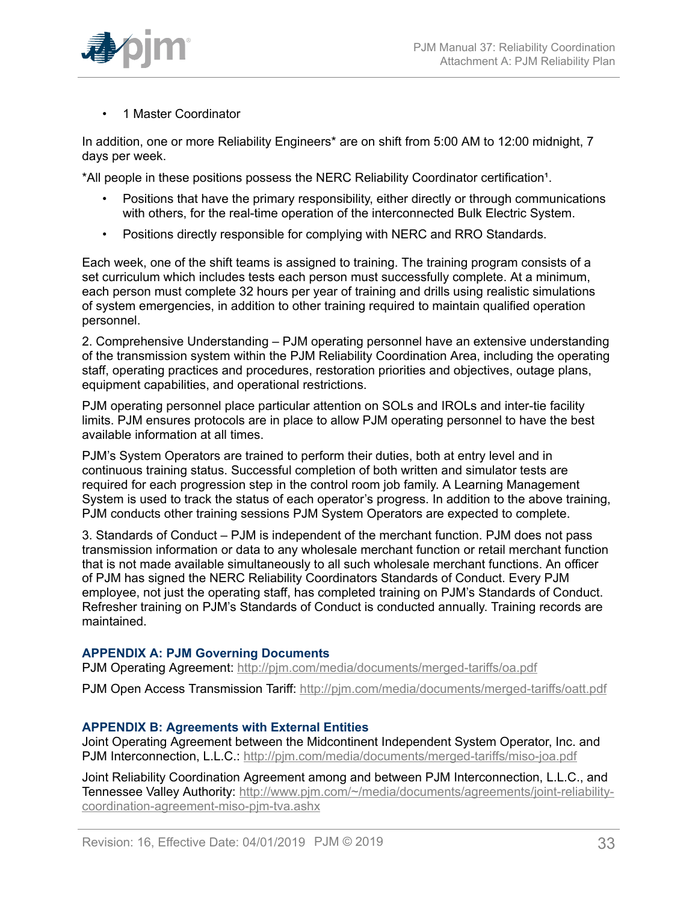- 1 Master Coordinator

In addition, one or more Reliability Engineers* are on shift from 5:00 AM to 12:00 midnight, 7 days per week.

*All people in these positions possess the NERC Reliability Coordinator certification[1].

- Positions that have the primary responsibility, either directly or through communications with others, for the real-time operation of the interconnected Bulk Electric System.
- Positions directly responsible for complying with NERC and RRO Standards.

Each week, one of the shift teams is assigned to training. The training program consists of a set curriculum which includes tests each person must successfully complete. At a minimum, each person must complete 32 hours per year of training and drills using realistic simulations of system emergencies, in addition to other training required to maintain qualified operation personnel.

2. Comprehensive Understanding – PJM operating personnel have an extensive understanding of the transmission system within the PJM Reliability Coordination Area, including the operating staff, operating practices and procedures, restoration priorities and objectives, outage plans, equipment capabilities, and operational restrictions.

PJM operating personnel place particular attention on SOLs and IROLs and inter-tie facility limits. PJM ensures protocols are in place to allow PJM operating personnel to have the best available information at all times.

PJM's System Operators are trained to perform their duties, both at entry level and in continuous training status. Successful completion of both written and simulator tests are required for each progression step in the control room job family. A Learning Management System is used to track the status of each operator's progress. In addition to the above training, PJM conducts other training sessions PJM System Operators are expected to complete.

3. Standards of Conduct – PJM is independent of the merchant function. PJM does not pass transmission information or data to any wholesale merchant function or retail merchant function that is not made available simultaneously to all such wholesale merchant functions. An officer of PJM has signed the NERC Reliability Coordinators Standards of Conduct. Every PJM employee, not just the operating staff, has completed training on PJM's Standards of Conduct. Refresher training on PJM's Standards of Conduct is conducted annually. Training records are maintained.

### APPENDIX A: PJM Governing Documents

PJM Operating Agreement: http://pjm.com/media/documents/merged-tariffs/oa.pdf

PJM Open Access Transmission Tariff: http://pjm.com/media/documents/merged-tariffs/oatt.pdf

### APPENDIX B: Agreements with External Entities

Joint Operating Agreement between the Midcontinent Independent System Operator, Inc. and PJM Interconnection, L.L.C.: http://pjm.com/media/documents/merged-tariffs/miso-joa.pdf

Joint Reliability Coordination Agreement among and between PJM Interconnection, L.L.C., and Tennessee Valley Authority: http://www.pjm.com/~/media/documents/agreements/joint-reliability-coordination-agreement-miso-pjm-tva.ashx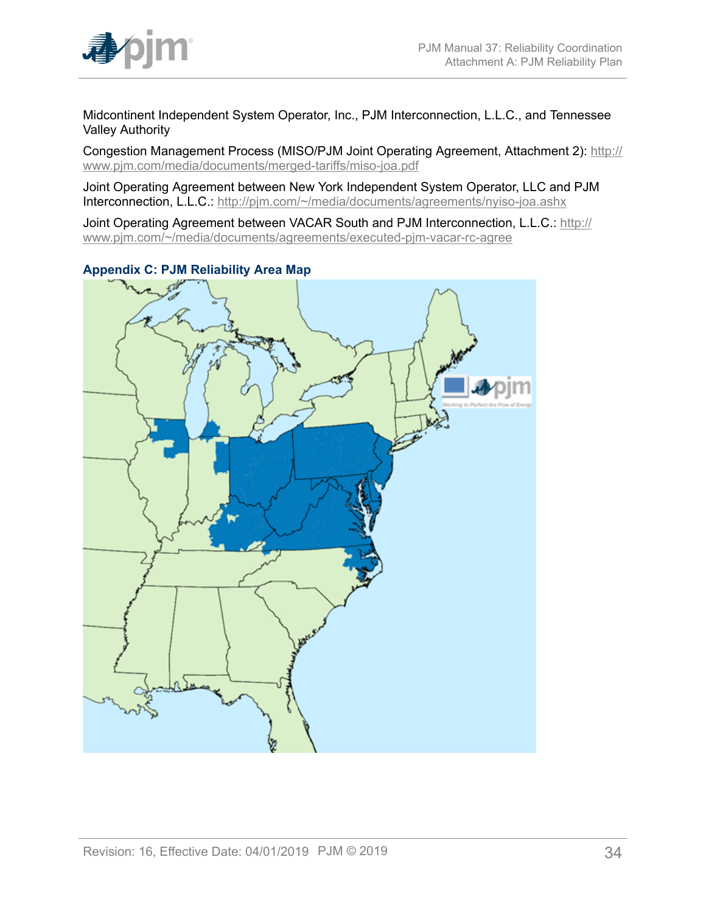Midcontinent Independent System Operator, Inc., PJM Interconnection, L.L.C., and Tennessee Valley Authority

Congestion Management Process (MISO/PJM Joint Operating Agreement, Attachment 2): http://www.pjm.com/media/documents/merged-tariffs/miso-joa.pdf

Joint Operating Agreement between New York Independent System Operator, LLC and PJM Interconnection, L.L.C.: http://pjm.com/~/media/documents/agreements/nyiso-joa.ashx

Joint Operating Agreement between VACAR South and PJM Interconnection, L.L.C.: http://www.pjm.com/~/media/documents/agreements/executed-pjm-vacar-rc-agree

## Appendix C: PJM Reliability Area Map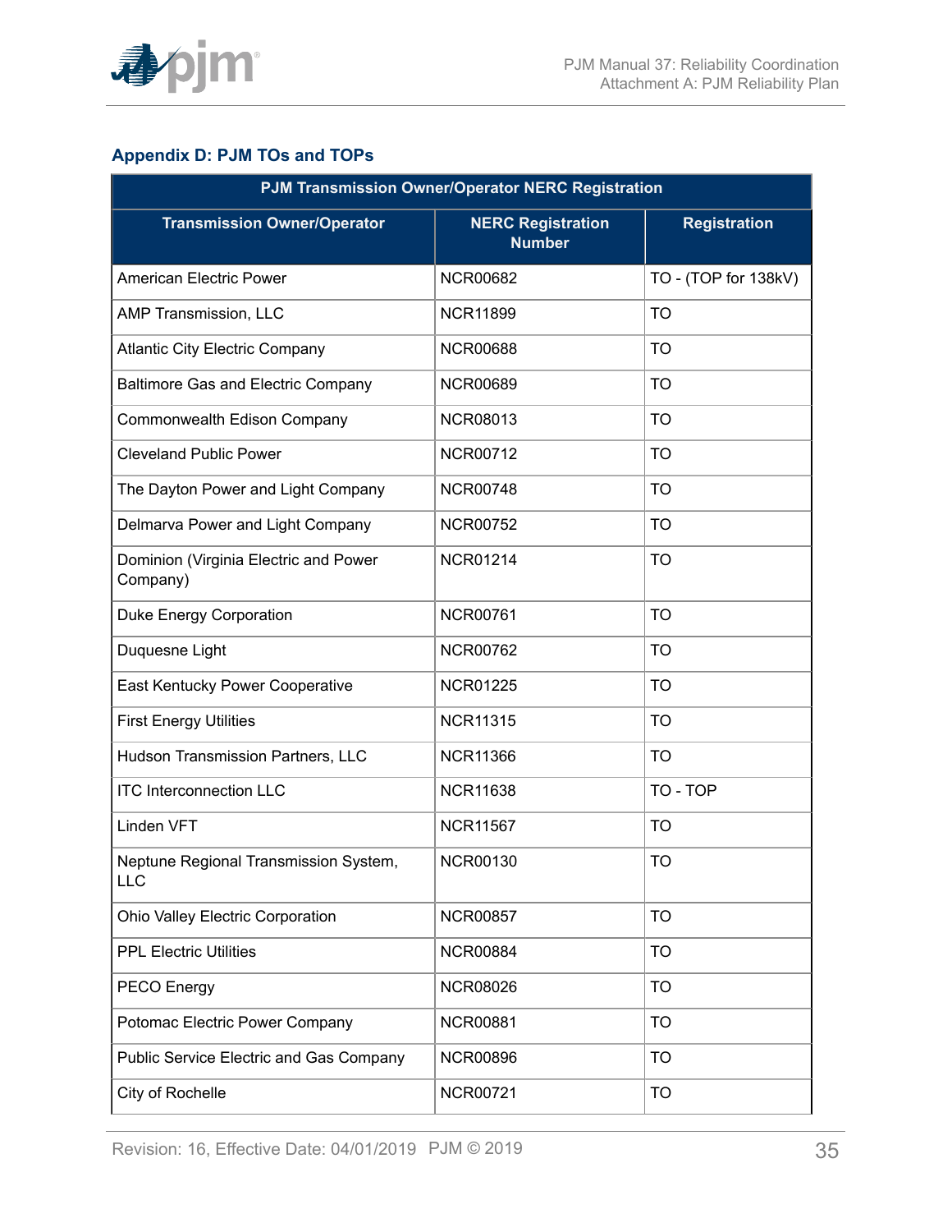## Appendix D: PJM TOs and TOPs

| PJM Transmission Owner/Operator NERC Registration | | |
|---|---|---|
| **Transmission Owner/Operator** | **NERC Registration Number** | **Registration** |
| American Electric Power | NCR00682 | TO - (TOP for 138kV) |
| AMP Transmission, LLC | NCR11899 | TO |
| Atlantic City Electric Company | NCR00688 | TO |
| Baltimore Gas and Electric Company | NCR00689 | TO |
| Commonwealth Edison Company | NCR08013 | TO |
| Cleveland Public Power | NCR00712 | TO |
| The Dayton Power and Light Company | NCR00748 | TO |
| Delmarva Power and Light Company | NCR00752 | TO |
| Dominion (Virginia Electric and Power Company) | NCR01214 | TO |
| Duke Energy Corporation | NCR00761 | TO |
| Duquesne Light | NCR00762 | TO |
| East Kentucky Power Cooperative | NCR01225 | TO |
| First Energy Utilities | NCR11315 | TO |
| Hudson Transmission Partners, LLC | NCR11366 | TO |
| ITC Interconnection LLC | NCR11638 | TO - TOP |
| Linden VFT | NCR11567 | TO |
| Neptune Regional Transmission System, LLC | NCR00130 | TO |
| Ohio Valley Electric Corporation | NCR00857 | TO |
| PPL Electric Utilities | NCR00884 | TO |
| PECO Energy | NCR08026 | TO |
| Potomac Electric Power Company | NCR00881 | TO |
| Public Service Electric and Gas Company | NCR00896 | TO |
| City of Rochelle | NCR00721 | TO |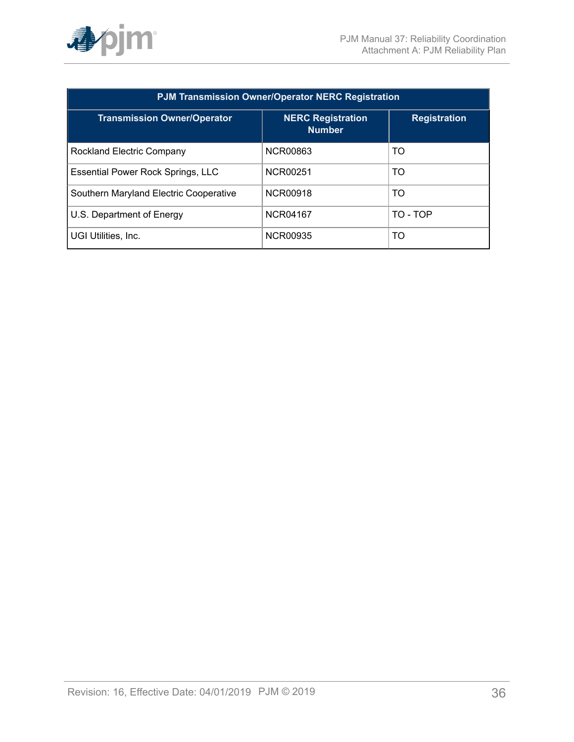| PJM Transmission Owner/Operator NERC Registration | | |
| --- | --- | --- |
| **Transmission Owner/Operator** | **NERC Registration Number** | **Registration** |
| Rockland Electric Company | NCR00863 | TO |
| Essential Power Rock Springs, LLC | NCR00251 | TO |
| Southern Maryland Electric Cooperative | NCR00918 | TO |
| U.S. Department of Energy | NCR04167 | TO - TOP |
| UGI Utilities, Inc. | NCR00935 | TO |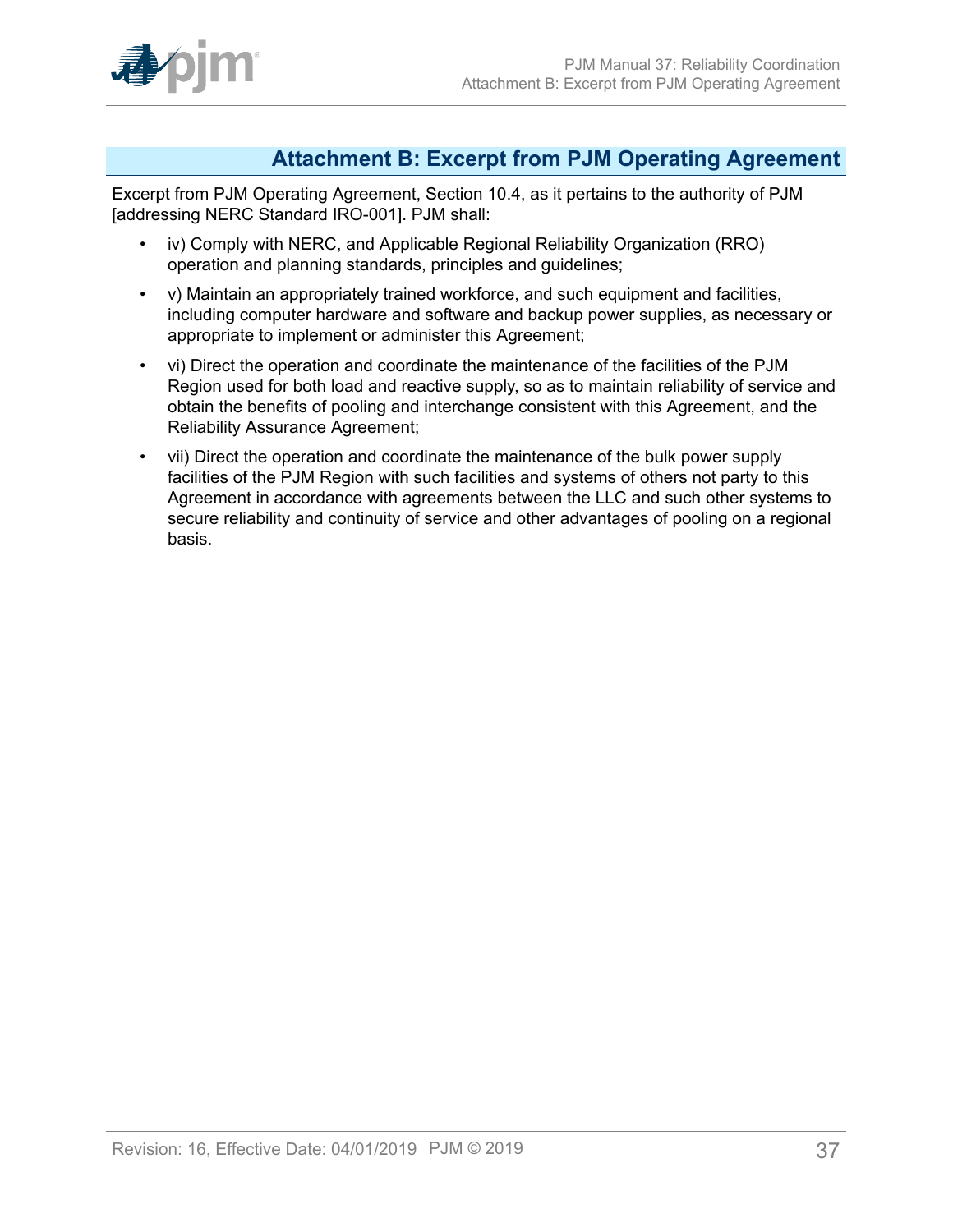## Attachment B: Excerpt from PJM Operating Agreement

Excerpt from PJM Operating Agreement, Section 10.4, as it pertains to the authority of PJM [addressing NERC Standard IRO-001]. PJM shall:

- iv) Comply with NERC, and Applicable Regional Reliability Organization (RRO) operation and planning standards, principles and guidelines;
- v) Maintain an appropriately trained workforce, and such equipment and facilities, including computer hardware and software and backup power supplies, as necessary or appropriate to implement or administer this Agreement;
- vi) Direct the operation and coordinate the maintenance of the facilities of the PJM Region used for both load and reactive supply, so as to maintain reliability of service and obtain the benefits of pooling and interchange consistent with this Agreement, and the Reliability Assurance Agreement;
- vii) Direct the operation and coordinate the maintenance of the bulk power supply facilities of the PJM Region with such facilities and systems of others not party to this Agreement in accordance with agreements between the LLC and such other systems to secure reliability and continuity of service and other advantages of pooling on a regional basis.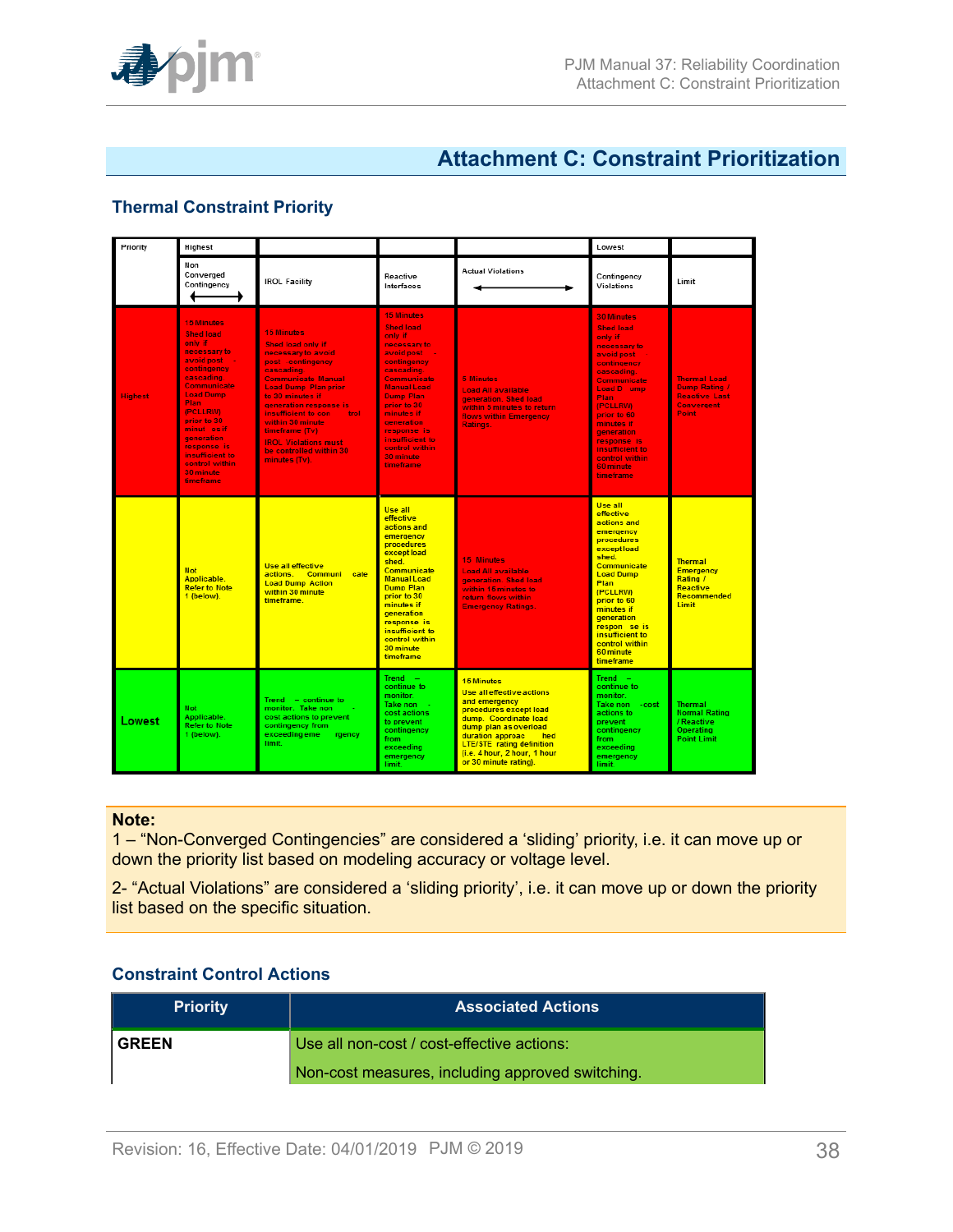# Attachment C: Constraint Prioritization

## Thermal Constraint Priority

| Priority | Highest | | | | Lowest | |
|---|---|---|---|---|---|---|
| | Non Converged Contingency ⟷ | IROL Facility | Reactive Interfaces | Actual Violations ⟷ | Contingency Violations | Limit |
| Highest | 15 Minutes Shed load only if necessary to avoid post - contingency cascading. Communicate Load Dump Plan (PCLLRW) prior to 30 minutes if generation response is insufficient to control within 30 minute timeframe | 15 Minutes Shed load only if necessary to avoid post contingency cascading. Communicate Manual Load Dump Plan prior to 30 minutes if generation response is insufficient to control within 30 minute timeframe (Tv). IROL Violations must be controlled within 30 minutes (Tv). | 15 Minutes Shed load only if necessary to avoid post - contingency cascading. Communicate Manual Load Dump Plan prior to 30 minutes if generation response is insufficient to control within 30 minute timeframe | 5 Minutes Load All available generation. Shed load within 5 minutes to return flows within Emergency Ratings. | 30 Minutes Shed load only if necessary to avoid post contingency cascading. Communicate Load Dump Plan (PCLLRW) prior to 60 minutes if generation response is insufficient to control within 60 minute timeframe | Thermal Load Dump Rating / Reactive Last Convergent Point |
| | Not Applicable. Refer to Note 1 (below). | Use all effective actions. Communicate Load Dump Action within 30 minute timeframe. | Use all effective actions and emergency procedures except load shed. Communicate Manual Load Dump Plan prior to 30 minutes if generation response is insufficient to control within 30 minute timeframe | 15 Minutes Load All available generation. Shed load within 15 minutes to return flows within Emergency Ratings. | Use all effective actions and emergency procedures except load shed. Communicate Load Dump Plan (PCLLRW) prior to 60 minutes if generation response is insufficient to control within 60 minute timeframe | Thermal Emergency Rating / Reactive Recommended Limit |
| Lowest | Not Applicable. Refer to Note 1 (below). | Trend – continue to monitor. Take non - cost actions to prevent contingency from exceeding emergency limit. | Trend – continue to monitor. Take non cost actions to prevent contingency from exceeding emergency limit | 15 Minutes Use all effective actions and emergency procedures except load dump. Coordinate load dump plan as overload duration approaches LTE/STE rating definition (i.e. 4 hour, 2 hour, 1 hour or 30 minute rating). | Trend – continue to monitor. Take non-cost actions to prevent contingency from exceeding emergency limit | Thermal Normal Rating / Reactive Operating Point Limit |

**Note:**

1 – "Non-Converged Contingencies" are considered a 'sliding' priority, i.e. it can move up or down the priority list based on modeling accuracy or voltage level.

2- "Actual Violations" are considered a 'sliding priority', i.e. it can move up or down the priority list based on the specific situation.

## Constraint Control Actions

| Priority | Associated Actions |
|---|---|
| **GREEN** | Use all non-cost / cost-effective actions: |
| | Non-cost measures, including approved switching. |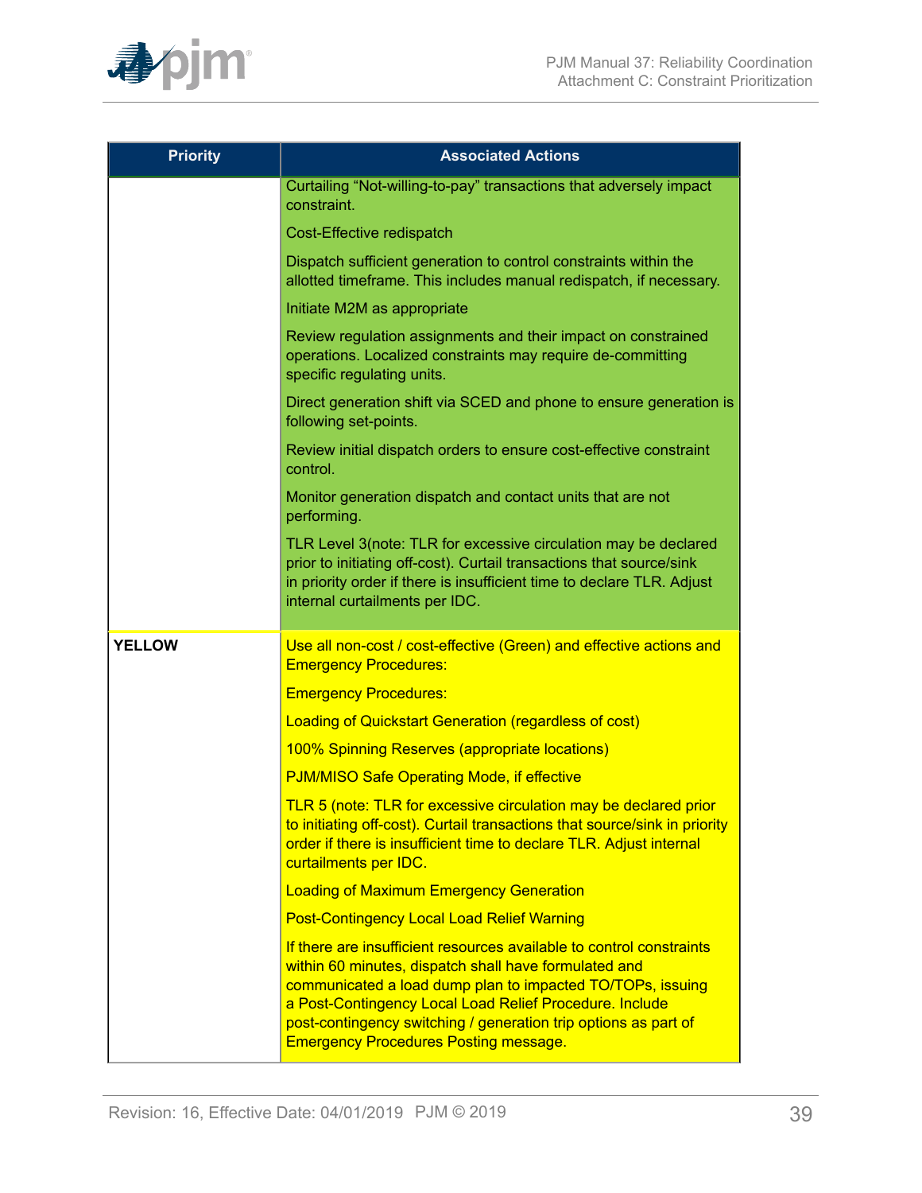| Priority | Associated Actions |
|---|---|
| | Curtailing "Not-willing-to-pay" transactions that adversely impact constraint.<br><br>Cost-Effective redispatch<br><br>Dispatch sufficient generation to control constraints within the allotted timeframe. This includes manual redispatch, if necessary.<br><br>Initiate M2M as appropriate<br><br>Review regulation assignments and their impact on constrained operations. Localized constraints may require de-committing specific regulating units.<br><br>Direct generation shift via SCED and phone to ensure generation is following set-points.<br><br>Review initial dispatch orders to ensure cost-effective constraint control.<br><br>Monitor generation dispatch and contact units that are not performing.<br><br>TLR Level 3(note: TLR for excessive circulation may be declared prior to initiating off-cost). Curtail transactions that source/sink in priority order if there is insufficient time to declare TLR. Adjust internal curtailments per IDC. |
| **YELLOW** | Use all non-cost / cost-effective (Green) and effective actions and Emergency Procedures:<br><br>Emergency Procedures:<br><br>Loading of Quickstart Generation (regardless of cost)<br><br>100% Spinning Reserves (appropriate locations)<br><br>PJM/MISO Safe Operating Mode, if effective<br><br>TLR 5 (note: TLR for excessive circulation may be declared prior to initiating off-cost). Curtail transactions that source/sink in priority order if there is insufficient time to declare TLR. Adjust internal curtailments per IDC.<br><br>Loading of Maximum Emergency Generation<br><br>Post-Contingency Local Load Relief Warning<br><br>If there are insufficient resources available to control constraints within 60 minutes, dispatch shall have formulated and communicated a load dump plan to impacted TO/TOPs, issuing a Post-Contingency Local Load Relief Procedure. Include post-contingency switching / generation trip options as part of Emergency Procedures Posting message. |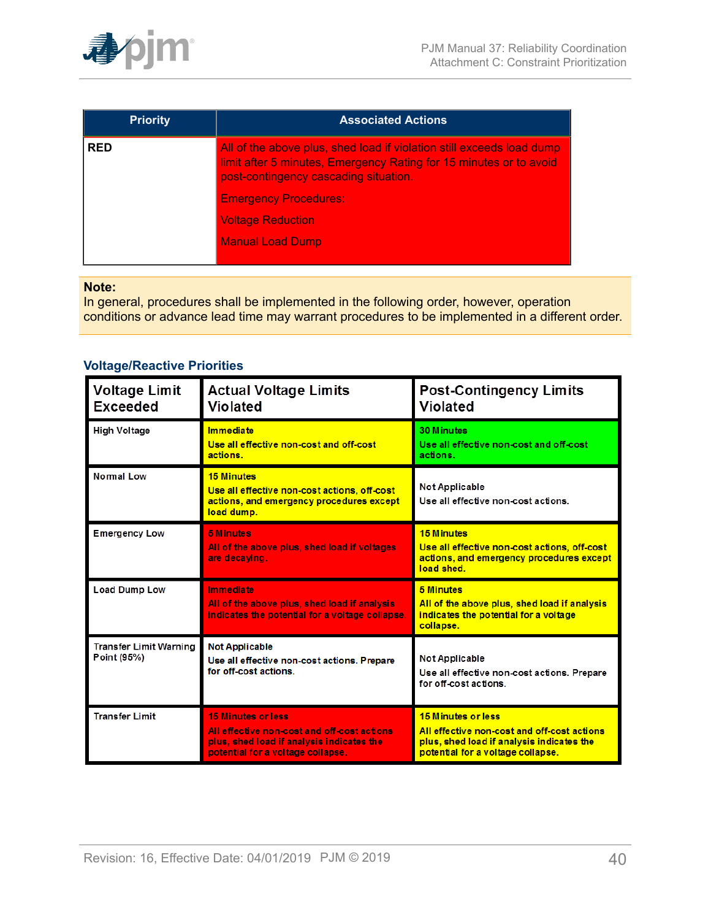| Priority | Associated Actions |
|---|---|
| RED | All of the above plus, shed load if violation still exceeds load dump limit after 5 minutes, Emergency Rating for 15 minutes or to avoid post-contingency cascading situation.<br><br>Emergency Procedures:<br><br>Voltage Reduction<br><br>Manual Load Dump |

**Note:**
In general, procedures shall be implemented in the following order, however, operation conditions or advance lead time may warrant procedures to be implemented in a different order.

### Voltage/Reactive Priorities

| Voltage Limit Exceeded | Actual Voltage Limits Violated | Post-Contingency Limits Violated |
|---|---|---|
| High Voltage | Immediate<br>Use all effective non-cost and off-cost actions. | 30 Minutes<br>Use all effective non-cost and off-cost actions. |
| Normal Low | 15 Minutes<br>Use all effective non-cost actions, off-cost actions, and emergency procedures except load dump. | Not Applicable<br>Use all effective non-cost actions. |
| Emergency Low | 5 Minutes<br>All of the above plus, shed load if voltages are decaying. | 15 Minutes<br>Use all effective non-cost actions, off-cost actions, and emergency procedures except load shed. |
| Load Dump Low | Immediate<br>All of the above plus, shed load if analysis indicates the potential for a voltage collapse. | 5 Minutes<br>All of the above plus, shed load if analysis indicates the potential for a voltage collapse. |
| Transfer Limit Warning Point (95%) | Not Applicable<br>Use all effective non-cost actions. Prepare for off-cost actions. | Not Applicable<br>Use all effective non-cost actions. Prepare for off-cost actions. |
| Transfer Limit | 15 Minutes or less<br>All effective non-cost and off-cost actions plus, shed load if analysis indicates the potential for a voltage collapse. | 15 Minutes or less<br>All effective non-cost and off-cost actions plus, shed load if analysis indicates the potential for a voltage collapse. |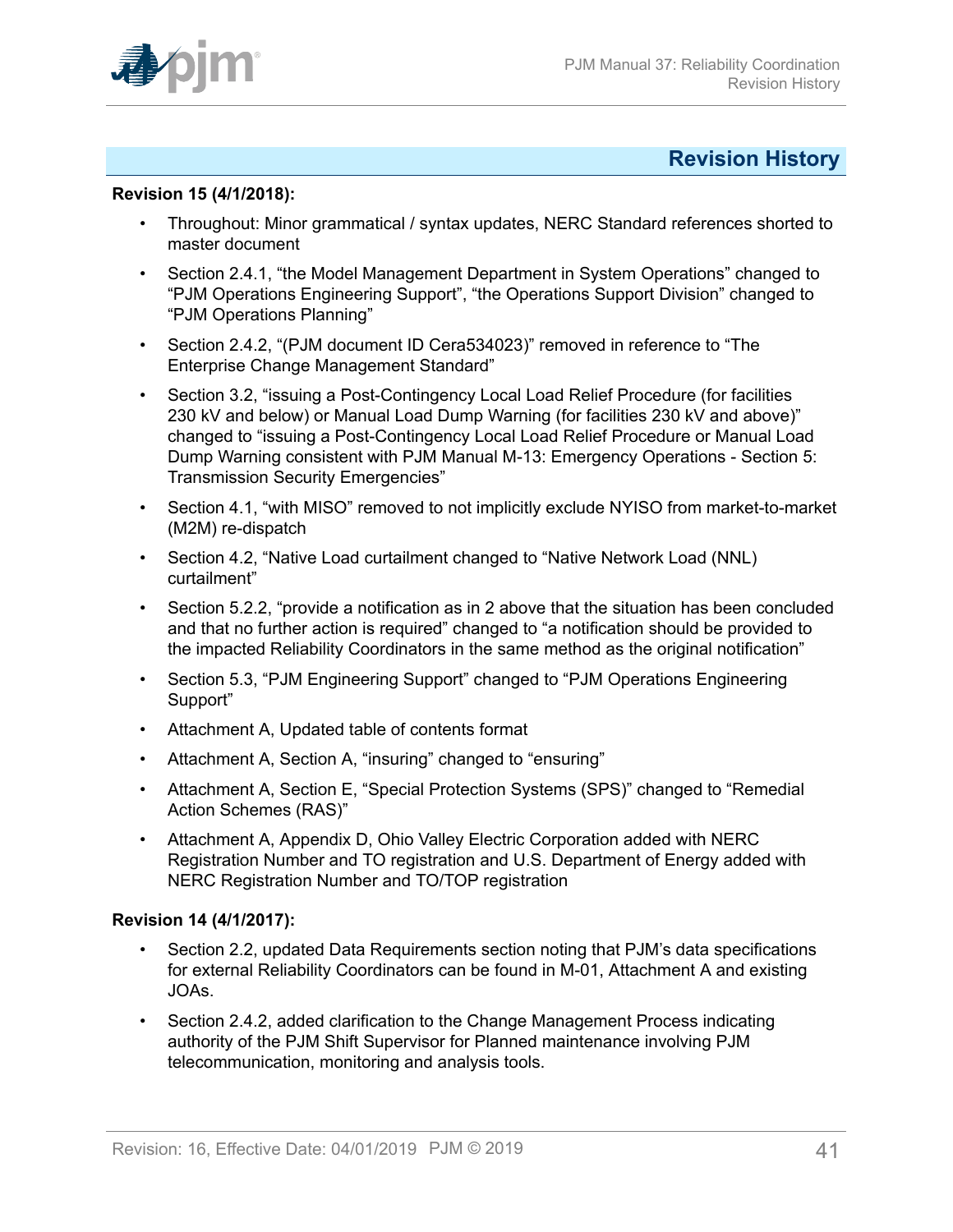# Revision History

**Revision 15 (4/1/2018):**

- Throughout: Minor grammatical / syntax updates, NERC Standard references shorted to master document
- Section 2.4.1, "the Model Management Department in System Operations" changed to "PJM Operations Engineering Support", "the Operations Support Division" changed to "PJM Operations Planning"
- Section 2.4.2, "(PJM document ID Cera534023)" removed in reference to "The Enterprise Change Management Standard"
- Section 3.2, "issuing a Post-Contingency Local Load Relief Procedure (for facilities 230 kV and below) or Manual Load Dump Warning (for facilities 230 kV and above)" changed to "issuing a Post-Contingency Local Load Relief Procedure or Manual Load Dump Warning consistent with PJM Manual M-13: Emergency Operations - Section 5: Transmission Security Emergencies"
- Section 4.1, "with MISO" removed to not implicitly exclude NYISO from market-to-market (M2M) re-dispatch
- Section 4.2, "Native Load curtailment changed to "Native Network Load (NNL) curtailment"
- Section 5.2.2, "provide a notification as in 2 above that the situation has been concluded and that no further action is required" changed to "a notification should be provided to the impacted Reliability Coordinators in the same method as the original notification"
- Section 5.3, "PJM Engineering Support" changed to "PJM Operations Engineering Support"
- Attachment A, Updated table of contents format
- Attachment A, Section A, "insuring" changed to "ensuring"
- Attachment A, Section E, "Special Protection Systems (SPS)" changed to "Remedial Action Schemes (RAS)"
- Attachment A, Appendix D, Ohio Valley Electric Corporation added with NERC Registration Number and TO registration and U.S. Department of Energy added with NERC Registration Number and TO/TOP registration

**Revision 14 (4/1/2017):**

- Section 2.2, updated Data Requirements section noting that PJM's data specifications for external Reliability Coordinators can be found in M-01, Attachment A and existing JOAs.
- Section 2.4.2, added clarification to the Change Management Process indicating authority of the PJM Shift Supervisor for Planned maintenance involving PJM telecommunication, monitoring and analysis tools.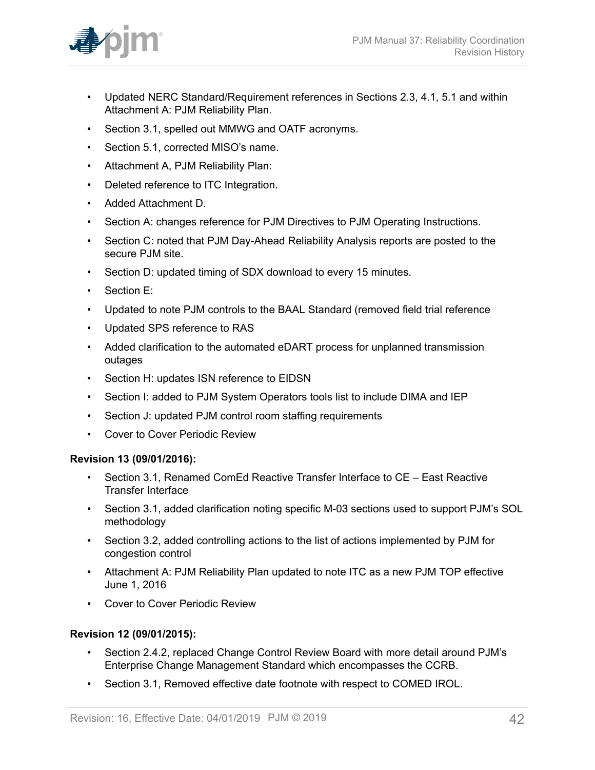- Updated NERC Standard/Requirement references in Sections 2.3, 4.1, 5.1 and within Attachment A: PJM Reliability Plan.
- Section 3.1, spelled out MMWG and OATF acronyms.
- Section 5.1, corrected MISO's name.
- Attachment A, PJM Reliability Plan:
- Deleted reference to ITC Integration.
- Added Attachment D.
- Section A: changes reference for PJM Directives to PJM Operating Instructions.
- Section C: noted that PJM Day-Ahead Reliability Analysis reports are posted to the secure PJM site.
- Section D: updated timing of SDX download to every 15 minutes.
- Section E:
- Updated to note PJM controls to the BAAL Standard (removed field trial reference
- Updated SPS reference to RAS
- Added clarification to the automated eDART process for unplanned transmission outages
- Section H: updates ISN reference to EIDSN
- Section I: added to PJM System Operators tools list to include DIMA and IEP
- Section J: updated PJM control room staffing requirements
- Cover to Cover Periodic Review

**Revision 13 (09/01/2016):**

- Section 3.1, Renamed ComEd Reactive Transfer Interface to CE – East Reactive Transfer Interface
- Section 3.1, added clarification noting specific M-03 sections used to support PJM's SOL methodology
- Section 3.2, added controlling actions to the list of actions implemented by PJM for congestion control
- Attachment A: PJM Reliability Plan updated to note ITC as a new PJM TOP effective June 1, 2016
- Cover to Cover Periodic Review

**Revision 12 (09/01/2015):**

- Section 2.4.2, replaced Change Control Review Board with more detail around PJM's Enterprise Change Management Standard which encompasses the CCRB.
- Section 3.1, Removed effective date footnote with respect to COMED IROL.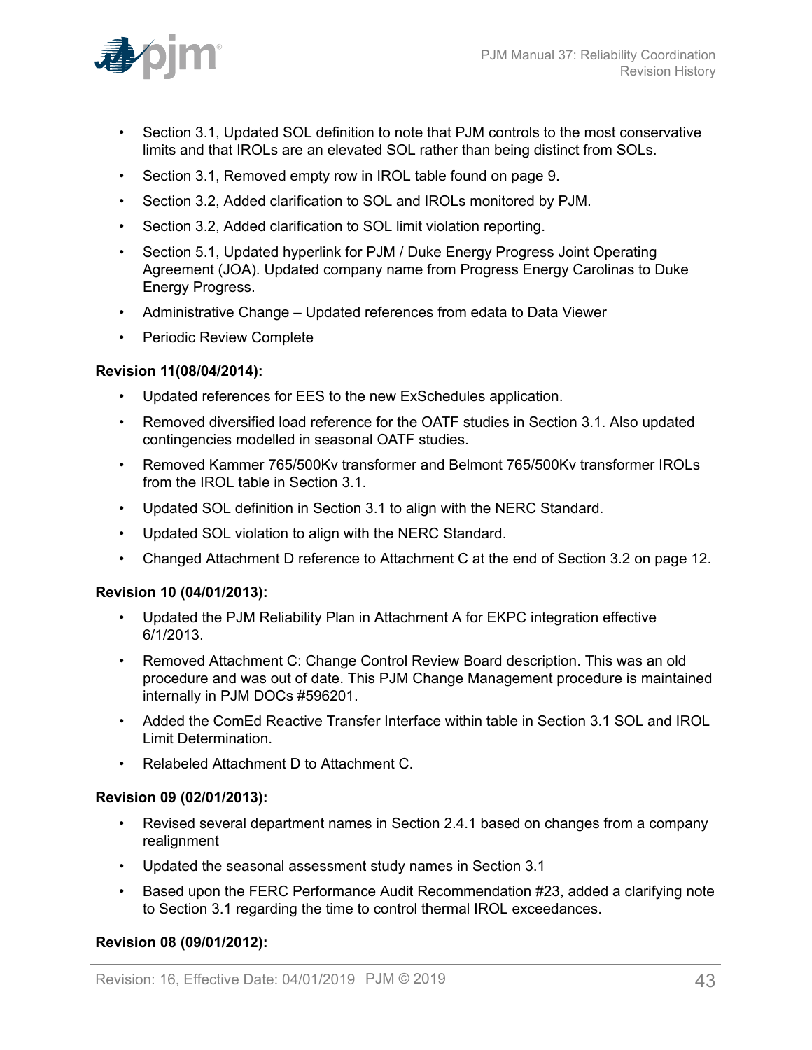- Section 3.1, Updated SOL definition to note that PJM controls to the most conservative limits and that IROLs are an elevated SOL rather than being distinct from SOLs.
- Section 3.1, Removed empty row in IROL table found on page 9.
- Section 3.2, Added clarification to SOL and IROLs monitored by PJM.
- Section 3.2, Added clarification to SOL limit violation reporting.
- Section 5.1, Updated hyperlink for PJM / Duke Energy Progress Joint Operating Agreement (JOA). Updated company name from Progress Energy Carolinas to Duke Energy Progress.
- Administrative Change – Updated references from edata to Data Viewer
- Periodic Review Complete

**Revision 11(08/04/2014):**

- Updated references for EES to the new ExSchedules application.
- Removed diversified load reference for the OATF studies in Section 3.1. Also updated contingencies modelled in seasonal OATF studies.
- Removed Kammer 765/500Kv transformer and Belmont 765/500Kv transformer IROLs from the IROL table in Section 3.1.
- Updated SOL definition in Section 3.1 to align with the NERC Standard.
- Updated SOL violation to align with the NERC Standard.
- Changed Attachment D reference to Attachment C at the end of Section 3.2 on page 12.

**Revision 10 (04/01/2013):**

- Updated the PJM Reliability Plan in Attachment A for EKPC integration effective 6/1/2013.
- Removed Attachment C: Change Control Review Board description. This was an old procedure and was out of date. This PJM Change Management procedure is maintained internally in PJM DOCs #596201.
- Added the ComEd Reactive Transfer Interface within table in Section 3.1 SOL and IROL Limit Determination.
- Relabeled Attachment D to Attachment C.

**Revision 09 (02/01/2013):**

- Revised several department names in Section 2.4.1 based on changes from a company realignment
- Updated the seasonal assessment study names in Section 3.1
- Based upon the FERC Performance Audit Recommendation #23, added a clarifying note to Section 3.1 regarding the time to control thermal IROL exceedances.

**Revision 08 (09/01/2012):**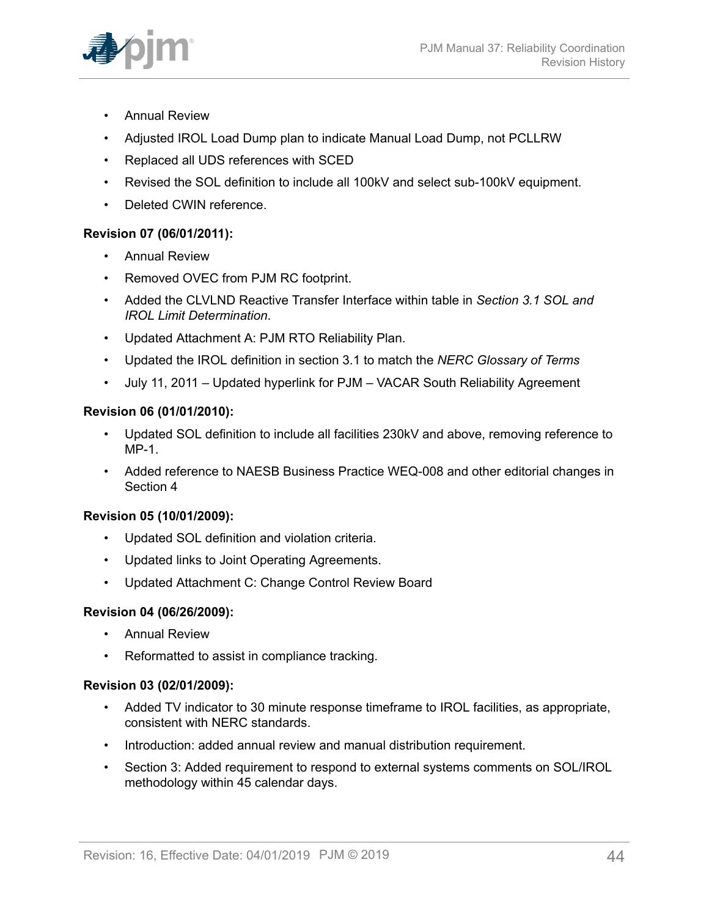- Annual Review
- Adjusted IROL Load Dump plan to indicate Manual Load Dump, not PCLLRW
- Replaced all UDS references with SCED
- Revised the SOL definition to include all 100kV and select sub-100kV equipment.
- Deleted CWIN reference.

**Revision 07 (06/01/2011):**

- Annual Review
- Removed OVEC from PJM RC footprint.
- Added the CLVLND Reactive Transfer Interface within table in *Section 3.1 SOL and IROL Limit Determination*.
- Updated Attachment A: PJM RTO Reliability Plan.
- Updated the IROL definition in section 3.1 to match the *NERC Glossary of Terms*
- July 11, 2011 – Updated hyperlink for PJM – VACAR South Reliability Agreement

**Revision 06 (01/01/2010):**

- Updated SOL definition to include all facilities 230kV and above, removing reference to MP-1.
- Added reference to NAESB Business Practice WEQ-008 and other editorial changes in Section 4

**Revision 05 (10/01/2009):**

- Updated SOL definition and violation criteria.
- Updated links to Joint Operating Agreements.
- Updated Attachment C: Change Control Review Board

**Revision 04 (06/26/2009):**

- Annual Review
- Reformatted to assist in compliance tracking.

**Revision 03 (02/01/2009):**

- Added TV indicator to 30 minute response timeframe to IROL facilities, as appropriate, consistent with NERC standards.
- Introduction: added annual review and manual distribution requirement.
- Section 3: Added requirement to respond to external systems comments on SOL/IROL methodology within 45 calendar days.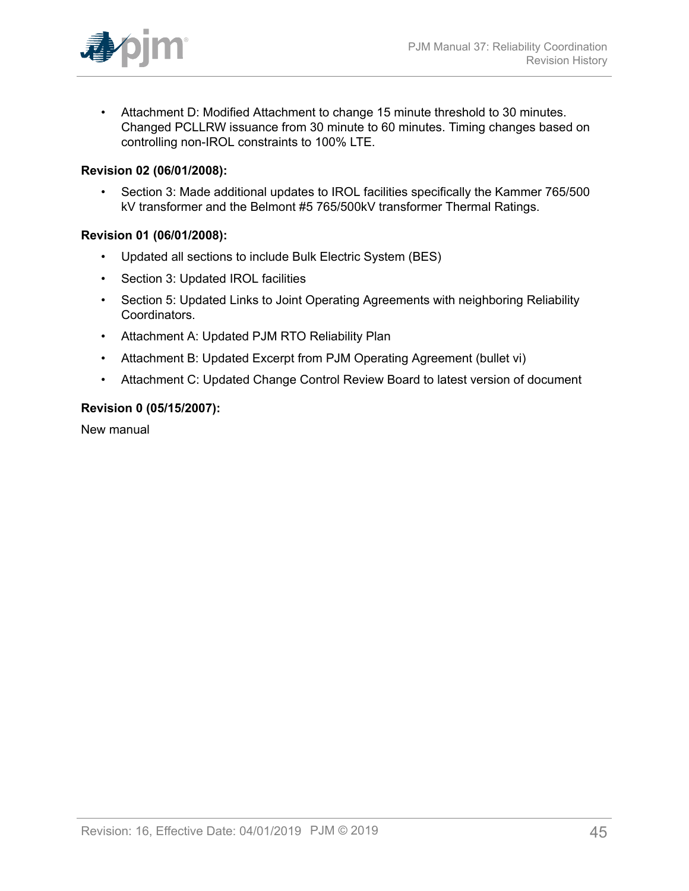- Attachment D: Modified Attachment to change 15 minute threshold to 30 minutes. Changed PCLLRW issuance from 30 minute to 60 minutes. Timing changes based on controlling non-IROL constraints to 100% LTE.

**Revision 02 (06/01/2008):**

- Section 3: Made additional updates to IROL facilities specifically the Kammer 765/500 kV transformer and the Belmont #5 765/500kV transformer Thermal Ratings.

**Revision 01 (06/01/2008):**

- Updated all sections to include Bulk Electric System (BES)
- Section 3: Updated IROL facilities
- Section 5: Updated Links to Joint Operating Agreements with neighboring Reliability Coordinators.
- Attachment A: Updated PJM RTO Reliability Plan
- Attachment B: Updated Excerpt from PJM Operating Agreement (bullet vi)
- Attachment C: Updated Change Control Review Board to latest version of document

**Revision 0 (05/15/2007):**

New manual